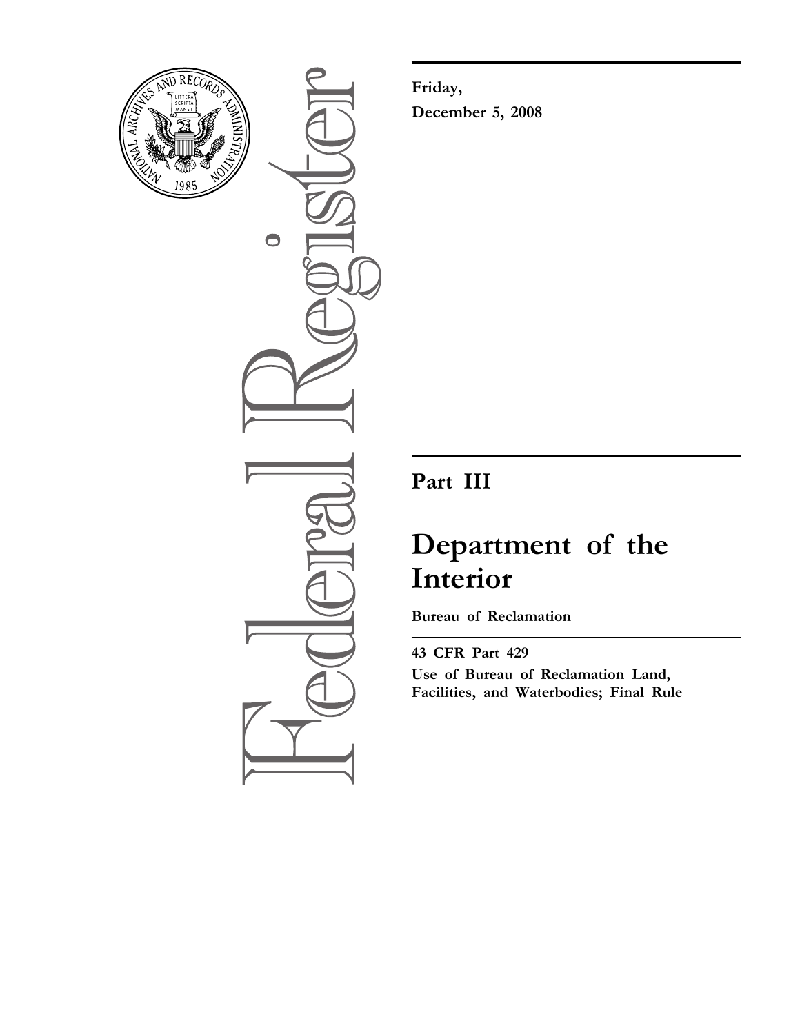Friday,

December 5, 2008

# Part III

# Department of the Interior

**Bureau of Reclamation**

**43 CFR Part 429**

**Use of Bureau of Reclamation Land, Facilities, and Waterbodies; Final Rule**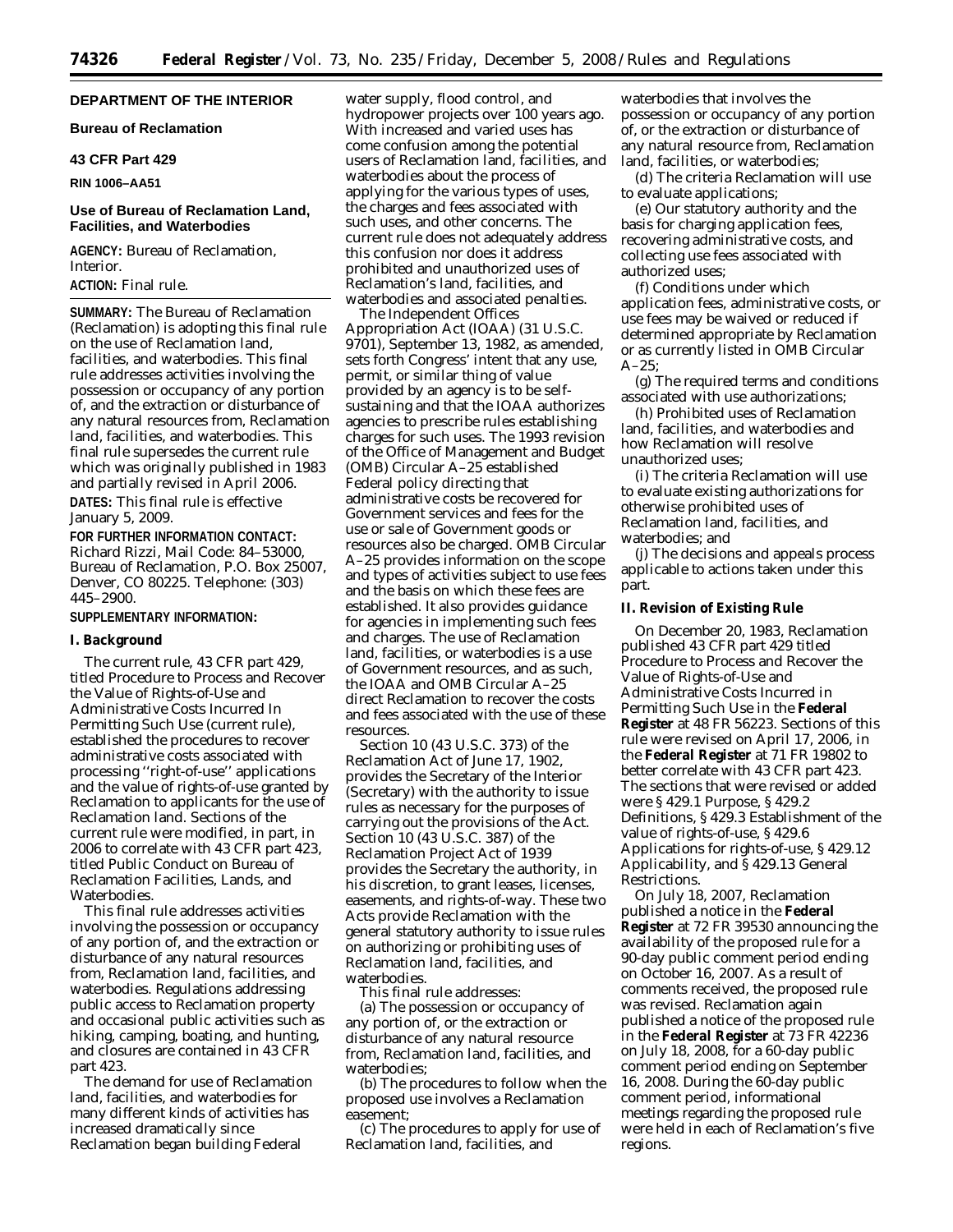**DEPARTMENT OF THE INTERIOR**

**Bureau of Reclamation**

**43 CFR Part 429**

**RIN 1006–AA51**

## Use of Bureau of Reclamation Land, Facilities, and Waterbodies

**AGENCY:** Bureau of Reclamation, Interior.

**ACTION:** Final rule.

**SUMMARY:** The Bureau of Reclamation (Reclamation) is adopting this final rule on the use of Reclamation land, facilities, and waterbodies. This final rule addresses activities involving the possession or occupancy of any portion of, and the extraction or disturbance of any natural resources from, Reclamation land, facilities, and waterbodies. This final rule supersedes the current rule which was originally published in 1983 and partially revised in April 2006.

**DATES:** This final rule is effective January 5, 2009.

**FOR FURTHER INFORMATION CONTACT:** Richard Rizzi, Mail Code: 84–53000, Bureau of Reclamation, P.O. Box 25007, Denver, CO 80225. Telephone: (303) 445–2900.

**SUPPLEMENTARY INFORMATION:**

### I. Background

The current rule, 43 CFR part 429, titled Procedure to Process and Recover the Value of Rights-of-Use and Administrative Costs Incurred In Permitting Such Use (current rule), established the procedures to recover administrative costs associated with processing ''right-of-use'' applications and the value of rights-of-use granted by Reclamation to applicants for the use of Reclamation land. Sections of the current rule were modified, in part, in 2006 to correlate with 43 CFR part 423, titled Public Conduct on Bureau of Reclamation Facilities, Lands, and Waterbodies.

This final rule addresses activities involving the possession or occupancy of any portion of, and the extraction or disturbance of any natural resources from, Reclamation land, facilities, and waterbodies. Regulations addressing public access to Reclamation property and occasional public activities such as hiking, camping, boating, and hunting, and closures are contained in 43 CFR part 423.

The demand for use of Reclamation land, facilities, and waterbodies for many different kinds of activities has increased dramatically since Reclamation began building Federal water supply, flood control, and hydropower projects over 100 years ago. With increased and varied uses has come confusion among the potential users of Reclamation land, facilities, and waterbodies about the process of applying for the various types of uses, the charges and fees associated with such uses, and other concerns. The current rule does not adequately address this confusion nor does it address prohibited and unauthorized uses of Reclamation's land, facilities, and waterbodies and associated penalties.

The Independent Offices Appropriation Act (IOAA) (31 U.S.C. 9701), September 13, 1982, as amended, sets forth Congress' intent that any use, permit, or similar thing of value provided by an agency is to be self-sustaining and that the IOAA authorizes agencies to prescribe rules establishing charges for such uses. The 1993 revision of the Office of Management and Budget (OMB) Circular A–25 established Federal policy directing that administrative costs be recovered for Government services and fees for the use or sale of Government goods or resources also be charged. OMB Circular A–25 provides information on the scope and types of activities subject to use fees and the basis on which these fees are established. It also provides guidance for agencies in implementing such fees and charges. The use of Reclamation land, facilities, or waterbodies is a use of Government resources, and as such, the IOAA and OMB Circular A–25 direct Reclamation to recover the costs and fees associated with the use of these resources.

Section 10 (43 U.S.C. 373) of the Reclamation Act of June 17, 1902, provides the Secretary of the Interior (Secretary) with the authority to issue rules as necessary for the purposes of carrying out the provisions of the Act. Section 10 (43 U.S.C. 387) of the Reclamation Project Act of 1939 provides the Secretary the authority, in his discretion, to grant leases, licenses, easements, and rights-of-way. These two Acts provide Reclamation with the general statutory authority to issue rules on authorizing or prohibiting uses of Reclamation land, facilities, and waterbodies.

This final rule addresses:

(a) The possession or occupancy of any portion of, or the extraction or disturbance of any natural resource from, Reclamation land, facilities, and waterbodies;

(b) The procedures to follow when the proposed use involves a Reclamation easement;

(c) The procedures to apply for use of Reclamation land, facilities, and waterbodies that involves the possession or occupancy of any portion of, or the extraction or disturbance of any natural resource from, Reclamation land, facilities, or waterbodies;

(d) The criteria Reclamation will use to evaluate applications;

(e) Our statutory authority and the basis for charging application fees, recovering administrative costs, and collecting use fees associated with authorized uses;

(f) Conditions under which application fees, administrative costs, or use fees may be waived or reduced if determined appropriate by Reclamation or as currently listed in OMB Circular A–25;

(g) The required terms and conditions associated with use authorizations;

(h) Prohibited uses of Reclamation land, facilities, and waterbodies and how Reclamation will resolve unauthorized uses;

(i) The criteria Reclamation will use to evaluate existing authorizations for otherwise prohibited uses of Reclamation land, facilities, and waterbodies; and

(j) The decisions and appeals process applicable to actions taken under this part.

### II. Revision of Existing Rule

On December 20, 1983, Reclamation published 43 CFR part 429 titled Procedure to Process and Recover the Value of Rights-of-Use and Administrative Costs Incurred in Permitting Such Use in the **Federal Register** at 48 FR 56223. Sections of this rule were revised on April 17, 2006, in the **Federal Register** at 71 FR 19802 to better correlate with 43 CFR part 423. The sections that were revised or added were § 429.1 Purpose, § 429.2 Definitions, § 429.3 Establishment of the value of rights-of-use, § 429.6 Applications for rights-of-use, § 429.12 Applicability, and § 429.13 General Restrictions.

On July 18, 2007, Reclamation published a notice in the **Federal Register** at 72 FR 39530 announcing the availability of the proposed rule for a 90-day public comment period ending on October 16, 2007. As a result of comments received, the proposed rule was revised. Reclamation again published a notice of the proposed rule in the **Federal Register** at 73 FR 42236 on July 18, 2008, for a 60-day public comment period ending on September 16, 2008. During the 60-day public comment period, informational meetings regarding the proposed rule were held in each of Reclamation's five regions.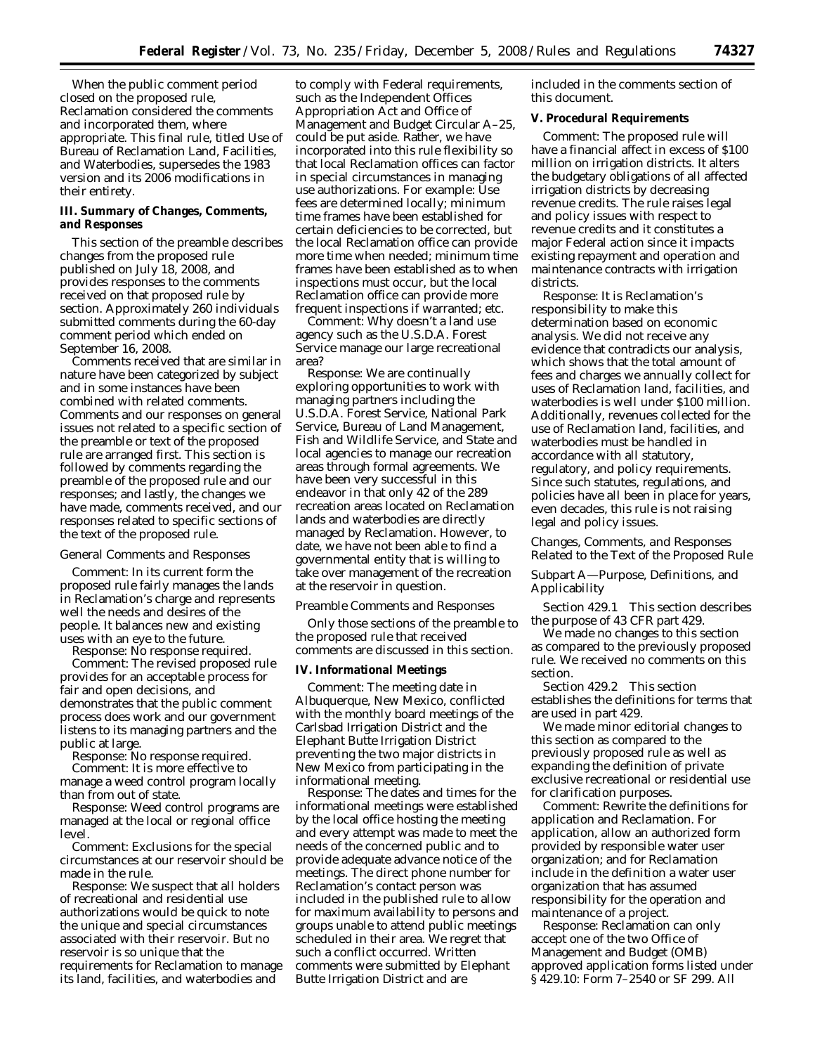When the public comment period closed on the proposed rule, Reclamation considered the comments and incorporated them, where appropriate. This final rule, titled Use of Bureau of Reclamation Land, Facilities, and Waterbodies, supersedes the 1983 version and its 2006 modifications in their entirety.

## III. Summary of Changes, Comments, and Responses

This section of the preamble describes changes from the proposed rule published on July 18, 2008, and provides responses to the comments received on that proposed rule by section. Approximately 260 individuals submitted comments during the 60-day comment period which ended on September 16, 2008.

Comments received that are similar in nature have been categorized by subject and in some instances have been combined with related comments. Comments and our responses on general issues not related to a specific section of the preamble or text of the proposed rule are arranged first. This section is followed by comments regarding the preamble of the proposed rule and our responses; and lastly, the changes we have made, comments received, and our responses related to specific sections of the text of the proposed rule.

### *General Comments and Responses*

*Comment:* In its current form the proposed rule fairly manages the lands in Reclamation's charge and represents well the needs and desires of the people. It balances new and existing uses with an eye to the future.

*Response:* No response required.

*Comment:* The revised proposed rule provides for an acceptable process for fair and open decisions, and demonstrates that the public comment process does work and our government listens to its managing partners and the public at large.

*Response:* No response required.

*Comment:* It is more effective to manage a weed control program locally than from out of state.

*Response:* Weed control programs are managed at the local or regional office level.

*Comment:* Exclusions for the special circumstances at our reservoir should be made in the rule.

*Response:* We suspect that all holders of recreational and residential use authorizations would be quick to note the unique and special circumstances associated with their reservoir. But no reservoir is so unique that the requirements for Reclamation to manage its land, facilities, and waterbodies and to comply with Federal requirements, such as the Independent Offices Appropriation Act and Office of Management and Budget Circular A–25, could be put aside. Rather, we have incorporated into this rule flexibility so that local Reclamation offices can factor in special circumstances in managing use authorizations. For example: Use fees are determined locally; minimum time frames have been established for certain deficiencies to be corrected, but the local Reclamation office can provide more time when needed; minimum time frames have been established as to when inspections must occur, but the local Reclamation office can provide more frequent inspections if warranted; etc.

*Comment:* Why doesn't a land use agency such as the U.S.D.A. Forest Service manage our large recreational area?

*Response:* We are continually exploring opportunities to work with managing partners including the U.S.D.A. Forest Service, National Park Service, Bureau of Land Management, Fish and Wildlife Service, and State and local agencies to manage our recreation areas through formal agreements. We have been very successful in this endeavor in that only 42 of the 289 recreation areas located on Reclamation lands and waterbodies are directly managed by Reclamation. However, to date, we have not been able to find a governmental entity that is willing to take over management of the recreation at the reservoir in question.

### *Preamble Comments and Responses*

Only those sections of the preamble to the proposed rule that received comments are discussed in this section.

## IV. Informational Meetings

*Comment:* The meeting date in Albuquerque, New Mexico, conflicted with the monthly board meetings of the Carlsbad Irrigation District and the Elephant Butte Irrigation District preventing the two major districts in New Mexico from participating in the informational meeting.

*Response:* The dates and times for the informational meetings were established by the local office hosting the meeting and every attempt was made to meet the needs of the concerned public and to provide adequate advance notice of the meetings. The direct phone number for Reclamation's contact person was included in the published rule to allow for maximum availability to persons and groups unable to attend public meetings scheduled in their area. We regret that such a conflict occurred. Written comments were submitted by Elephant Butte Irrigation District and are included in the comments section of this document.

## V. Procedural Requirements

*Comment:* The proposed rule will have a financial affect in excess of $100 million on irrigation districts. It alters the budgetary obligations of all affected irrigation districts by decreasing revenue credits. The rule raises legal and policy issues with respect to revenue credits and it constitutes a major Federal action since it impacts existing repayment and operation and maintenance contracts with irrigation districts.

*Response:* It is Reclamation's responsibility to make this determination based on economic analysis. We did not receive any evidence that contradicts our analysis, which shows that the total amount of fees and charges we annually collect for uses of Reclamation land, facilities, and waterbodies is well under $100 million. Additionally, revenues collected for the use of Reclamation land, facilities, and waterbodies must be handled in accordance with all statutory, regulatory, and policy requirements. Since such statutes, regulations, and policies have all been in place for years, even decades, this rule is not raising legal and policy issues.

### *Changes, Comments, and Responses Related to the Text of the Proposed Rule*

#### *Subpart A—Purpose, Definitions, and Applicability*

*Section 429.1* This section describes the purpose of 43 CFR part 429.

We made no changes to this section as compared to the previously proposed rule. We received no comments on this section.

*Section 429.2* This section establishes the definitions for terms that are used in part 429.

We made minor editorial changes to this section as compared to the previously proposed rule as well as expanding the definition of private exclusive recreational or residential use for clarification purposes.

*Comment:* Rewrite the definitions for application and Reclamation. For application, allow an authorized form provided by responsible water user organization; and for Reclamation include in the definition a water user organization that has assumed responsibility for the operation and maintenance of a project.

*Response:* Reclamation can only accept one of the two Office of Management and Budget (OMB) approved application forms listed under § 429.10: Form 7–2540 or SF 299. All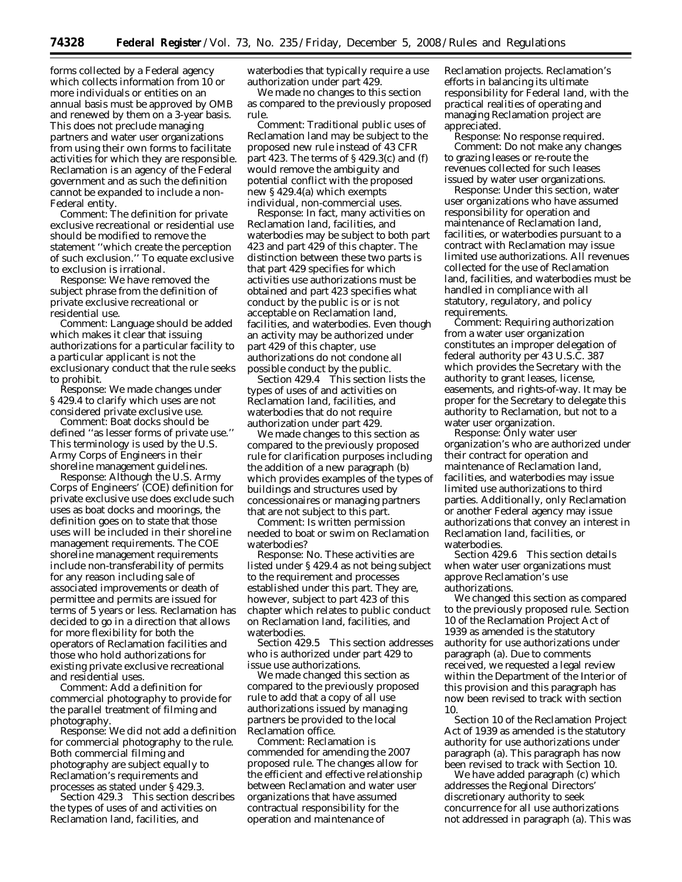forms collected by a Federal agency which collects information from 10 or more individuals or entities on an annual basis must be approved by OMB and renewed by them on a 3-year basis. This does not preclude managing partners and water user organizations from using their own forms to facilitate activities for which they are responsible. Reclamation is an agency of the Federal government and as such the definition cannot be expanded to include a non-Federal entity.

*Comment:* The definition for private exclusive recreational or residential use should be modified to remove the statement "which create the perception of such exclusion." To equate exclusive to exclusion is irrational.

*Response:* We have removed the subject phrase from the definition of private exclusive recreational or residential use.

*Comment:* Language should be added which makes it clear that issuing authorizations for a particular facility to a particular applicant is not the exclusionary conduct that the rule seeks to prohibit.

*Response:* We made changes under § 429.4 to clarify which uses are not considered private exclusive use.

*Comment:* Boat docks should be defined "as lesser forms of private use." This terminology is used by the U.S. Army Corps of Engineers in their shoreline management guidelines.

*Response:* Although the U.S. Army Corps of Engineers' (COE) definition for private exclusive use does exclude such uses as boat docks and moorings, the definition goes on to state that those uses will be included in their shoreline management requirements. The COE shoreline management requirements include non-transferability of permits for any reason including sale of associated improvements or death of permittee and permits are issued for terms of 5 years or less. Reclamation has decided to go in a direction that allows for more flexibility for both the operators of Reclamation facilities and those who hold authorizations for existing private exclusive recreational and residential uses.

*Comment:* Add a definition for commercial photography to provide for the parallel treatment of filming and photography.

*Response:* We did not add a definition for commercial photography to the rule. Both commercial filming and photography are subject equally to Reclamation's requirements and processes as stated under § 429.3.

*Section 429.3* This section describes the types of uses of and activities on Reclamation land, facilities, and waterbodies that typically require a use authorization under part 429.

We made no changes to this section as compared to the previously proposed rule.

*Comment:* Traditional public uses of Reclamation land may be subject to the proposed new rule instead of 43 CFR part 423. The terms of § 429.3(c) and (f) would remove the ambiguity and potential conflict with the proposed new § 429.4(a) which exempts individual, non-commercial uses.

*Response:* In fact, many activities on Reclamation land, facilities, and waterbodies may be subject to both part 423 and part 429 of this chapter. The distinction between these two parts is that part 429 specifies for which activities use authorizations must be obtained and part 423 specifies what conduct by the public is or is not acceptable on Reclamation land, facilities, and waterbodies. Even though an activity may be authorized under part 429 of this chapter, use authorizations do not condone all possible conduct by the public.

*Section 429.4* This section lists the types of uses of and activities on Reclamation land, facilities, and waterbodies that do not require authorization under part 429.

We made changes to this section as compared to the previously proposed rule for clarification purposes including the addition of a new paragraph (b) which provides examples of the types of buildings and structures used by concessionaires or managing partners that are not subject to this part.

*Comment:* Is written permission needed to boat or swim on Reclamation waterbodies?

*Response:* No. These activities are listed under § 429.4 as not being subject to the requirement and processes established under this part. They are, however, subject to part 423 of this chapter which relates to public conduct on Reclamation land, facilities, and waterbodies.

*Section 429.5* This section addresses who is authorized under part 429 to issue use authorizations.

We made changed this section as compared to the previously proposed rule to add that a copy of all use authorizations issued by managing partners be provided to the local Reclamation office.

*Comment:* Reclamation is commended for amending the 2007 proposed rule. The changes allow for the efficient and effective relationship between Reclamation and water user organizations that have assumed contractual responsibility for the operation and maintenance of Reclamation projects. Reclamation's efforts in balancing its ultimate responsibility for Federal land, with the practical realities of operating and managing Reclamation project are appreciated.

*Response:* No response required.

*Comment:* Do not make any changes to grazing leases or re-route the revenues collected for such leases issued by water user organizations.

*Response:* Under this section, water user organizations who have assumed responsibility for operation and maintenance of Reclamation land, facilities, or waterbodies pursuant to a contract with Reclamation may issue limited use authorizations. All revenues collected for the use of Reclamation land, facilities, and waterbodies must be handled in compliance with all statutory, regulatory, and policy requirements.

*Comment:* Requiring authorization from a water user organization constitutes an improper delegation of federal authority per 43 U.S.C. 387 which provides the Secretary with the authority to grant leases, license, easements, and rights-of-way. It may be proper for the Secretary to delegate this authority to Reclamation, but not to a water user organization.

*Response:* Only water user organization's who are authorized under their contract for operation and maintenance of Reclamation land, facilities, and waterbodies may issue limited use authorizations to third parties. Additionally, only Reclamation or another Federal agency may issue authorizations that convey an interest in Reclamation land, facilities, or waterbodies.

*Section 429.6* This section details when water user organizations must approve Reclamation's use authorizations.

We changed this section as compared to the previously proposed rule. Section 10 of the Reclamation Project Act of 1939 as amended is the statutory authority for use authorizations under paragraph (a). Due to comments received, we requested a legal review within the Department of the Interior of this provision and this paragraph has now been revised to track with section 10.

Section 10 of the Reclamation Project Act of 1939 as amended is the statutory authority for use authorizations under paragraph (a). This paragraph has now been revised to track with Section 10.

We have added paragraph (c) which addresses the Regional Directors' discretionary authority to seek concurrence for all use authorizations not addressed in paragraph (a). This was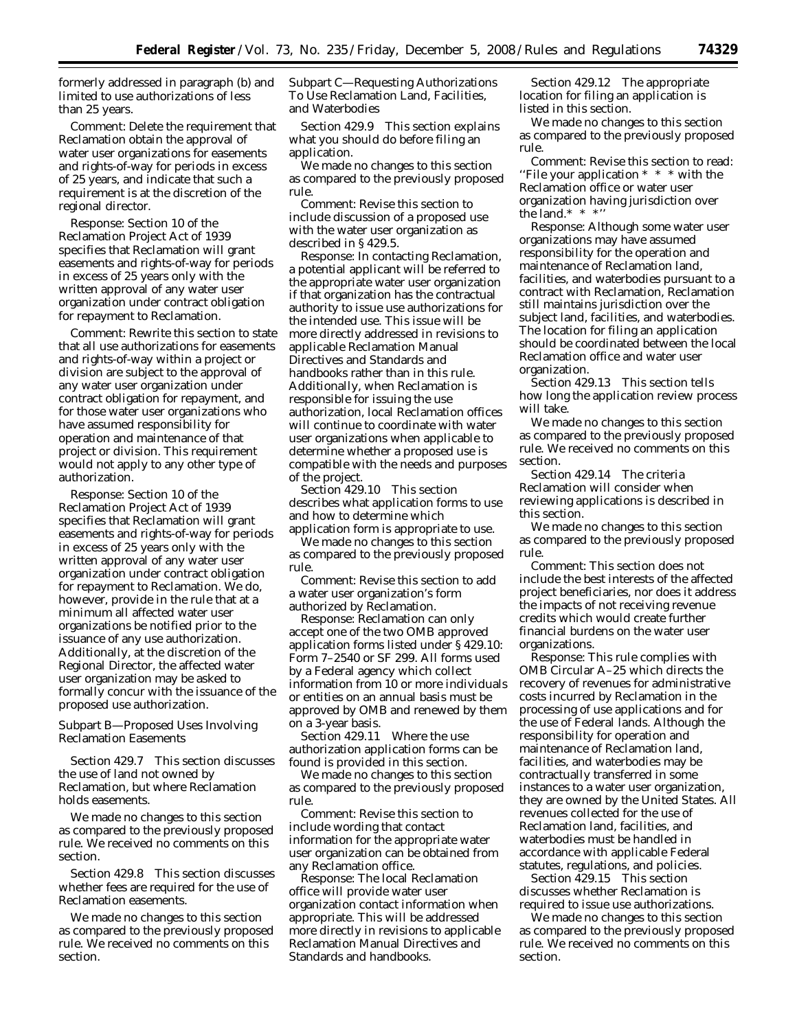formerly addressed in paragraph (b) and limited to use authorizations of less than 25 years.

*Comment:* Delete the requirement that Reclamation obtain the approval of water user organizations for easements and rights-of-way for periods in excess of 25 years, and indicate that such a requirement is at the discretion of the regional director.

*Response:* Section 10 of the Reclamation Project Act of 1939 specifies that Reclamation will grant easements and rights-of-way for periods in excess of 25 years only with the written approval of any water user organization under contract obligation for repayment to Reclamation.

*Comment:* Rewrite this section to state that all use authorizations for easements and rights-of-way within a project or division are subject to the approval of any water user organization under contract obligation for repayment, and for those water user organizations who have assumed responsibility for operation and maintenance of that project or division. This requirement would not apply to any other type of authorization.

*Response:* Section 10 of the Reclamation Project Act of 1939 specifies that Reclamation will grant easements and rights-of-way for periods in excess of 25 years only with the written approval of any water user organization under contract obligation for repayment to Reclamation. We do, however, provide in the rule that at a minimum all affected water user organizations be notified prior to the issuance of any use authorization. Additionally, at the discretion of the Regional Director, the affected water user organization may be asked to formally concur with the issuance of the proposed use authorization.

Subpart B—Proposed Uses Involving Reclamation Easements

*Section 429.7* This section discusses the use of land not owned by Reclamation, but where Reclamation holds easements.

We made no changes to this section as compared to the previously proposed rule. We received no comments on this section.

*Section 429.8* This section discusses whether fees are required for the use of Reclamation easements.

We made no changes to this section as compared to the previously proposed rule. We received no comments on this section.

Subpart C—Requesting Authorizations To Use Reclamation Land, Facilities, and Waterbodies

*Section 429.9* This section explains what you should do before filing an application.

We made no changes to this section as compared to the previously proposed rule.

*Comment:* Revise this section to include discussion of a proposed use with the water user organization as described in § 429.5.

*Response:* In contacting Reclamation, a potential applicant will be referred to the appropriate water user organization if that organization has the contractual authority to issue use authorizations for the intended use. This issue will be more directly addressed in revisions to applicable Reclamation Manual Directives and Standards and handbooks rather than in this rule. Additionally, when Reclamation is responsible for issuing the use authorization, local Reclamation offices will continue to coordinate with water user organizations when applicable to determine whether a proposed use is compatible with the needs and purposes of the project.

*Section 429.10* This section describes what application forms to use and how to determine which application form is appropriate to use.

We made no changes to this section as compared to the previously proposed rule.

*Comment:* Revise this section to add a water user organization's form authorized by Reclamation.

*Response:* Reclamation can only accept one of the two OMB approved application forms listed under § 429.10: Form 7–2540 or SF 299. All forms used by a Federal agency which collect information from 10 or more individuals or entities on an annual basis must be approved by OMB and renewed by them on a 3-year basis.

*Section 429.11* Where the use authorization application forms can be found is provided in this section.

We made no changes to this section as compared to the previously proposed rule.

*Comment:* Revise this section to include wording that contact information for the appropriate water user organization can be obtained from any Reclamation office.

*Response:* The local Reclamation office will provide water user organization contact information when appropriate. This will be addressed more directly in revisions to applicable Reclamation Manual Directives and Standards and handbooks.

*Section 429.12* The appropriate location for filing an application is listed in this section.

We made no changes to this section as compared to the previously proposed rule.

*Comment:* Revise this section to read: ''File your application * * * with the Reclamation office or water user organization having jurisdiction over the land.* * *''

*Response:* Although some water user organizations may have assumed responsibility for the operation and maintenance of Reclamation land, facilities, and waterbodies pursuant to a contract with Reclamation, Reclamation still maintains jurisdiction over the subject land, facilities, and waterbodies. The location for filing an application should be coordinated between the local Reclamation office and water user organization.

*Section 429.13* This section tells how long the application review process will take.

We made no changes to this section as compared to the previously proposed rule. We received no comments on this section.

*Section 429.14* The criteria Reclamation will consider when reviewing applications is described in this section.

We made no changes to this section as compared to the previously proposed rule.

*Comment:* This section does not include the best interests of the affected project beneficiaries, nor does it address the impacts of not receiving revenue credits which would create further financial burdens on the water user organizations.

*Response:* This rule complies with OMB Circular A–25 which directs the recovery of revenues for administrative costs incurred by Reclamation in the processing of use applications and for the use of Federal lands. Although the responsibility for operation and maintenance of Reclamation land, facilities, and waterbodies may be contractually transferred in some instances to a water user organization, they are owned by the United States. All revenues collected for the use of Reclamation land, facilities, and waterbodies must be handled in accordance with applicable Federal statutes, regulations, and policies.

*Section 429.15* This section discusses whether Reclamation is required to issue use authorizations.

We made no changes to this section as compared to the previously proposed rule. We received no comments on this section.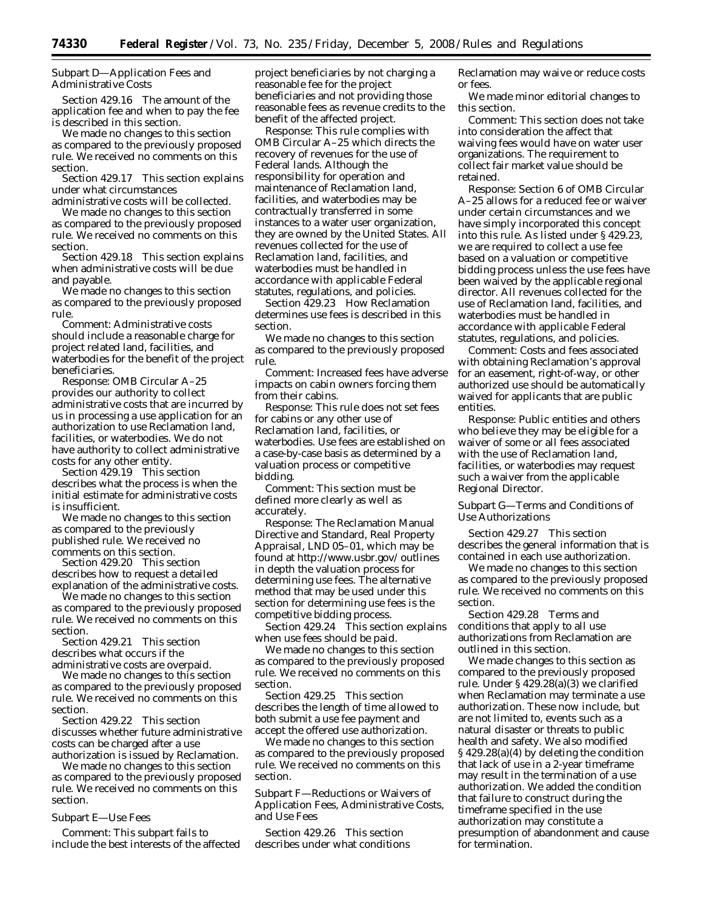Subpart D—Application Fees and Administrative Costs

Section 429.16 The amount of the application fee and when to pay the fee is described in this section.

We made no changes to this section as compared to the previously proposed rule. We received no comments on this section.

Section 429.17 This section explains under what circumstances administrative costs will be collected.

We made no changes to this section as compared to the previously proposed rule. We received no comments on this section.

Section 429.18 This section explains when administrative costs will be due and payable.

We made no changes to this section as compared to the previously proposed rule.

*Comment:* Administrative costs should include a reasonable charge for project related land, facilities, and waterbodies for the benefit of the project beneficiaries.

*Response:* OMB Circular A–25 provides our authority to collect administrative costs that are incurred by us in processing a use application for an authorization to use Reclamation land, facilities, or waterbodies. We do not have authority to collect administrative costs for any other entity.

Section 429.19 This section describes what the process is when the initial estimate for administrative costs is insufficient.

We made no changes to this section as compared to the previously published rule. We received no comments on this section.

Section 429.20 This section describes how to request a detailed explanation of the administrative costs.

We made no changes to this section as compared to the previously proposed rule. We received no comments on this section.

Section 429.21 This section describes what occurs if the administrative costs are overpaid.

We made no changes to this section as compared to the previously proposed rule. We received no comments on this section.

Section 429.22 This section discusses whether future administrative costs can be charged after a use authorization is issued by Reclamation.

We made no changes to this section as compared to the previously proposed rule. We received no comments on this section.

Subpart E—Use Fees

*Comment:* This subpart fails to include the best interests of the affected project beneficiaries by not charging a reasonable fee for the project beneficiaries and not providing those reasonable fees as revenue credits to the benefit of the affected project.

*Response:* This rule complies with OMB Circular A–25 which directs the recovery of revenues for the use of Federal lands. Although the responsibility for operation and maintenance of Reclamation land, facilities, and waterbodies may be contractually transferred in some instances to a water user organization, they are owned by the United States. All revenues collected for the use of Reclamation land, facilities, and waterbodies must be handled in accordance with applicable Federal statutes, regulations, and policies.

Section 429.23 How Reclamation determines use fees is described in this section.

We made no changes to this section as compared to the previously proposed rule.

*Comment:* Increased fees have adverse impacts on cabin owners forcing them from their cabins.

*Response:* This rule does not set fees for cabins or any other use of Reclamation land, facilities, or waterbodies. Use fees are established on a case-by-case basis as determined by a valuation process or competitive bidding.

*Comment:* This section must be defined more clearly as well as accurately.

*Response:* The Reclamation Manual Directive and Standard, Real Property Appraisal, LND 05–01, which may be found at http://www.usbr.gov/ outlines in depth the valuation process for determining use fees. The alternative method that may be used under this section for determining use fees is the competitive bidding process.

Section 429.24 This section explains when use fees should be paid.

We made no changes to this section as compared to the previously proposed rule. We received no comments on this section.

Section 429.25 This section describes the length of time allowed to both submit a use fee payment and accept the offered use authorization.

We made no changes to this section as compared to the previously proposed rule. We received no comments on this section.

Subpart F—Reductions or Waivers of Application Fees, Administrative Costs, and Use Fees

Section 429.26 This section describes under what conditions Reclamation may waive or reduce costs or fees.

We made minor editorial changes to this section.

*Comment:* This section does not take into consideration the affect that waiving fees would have on water user organizations. The requirement to collect fair market value should be retained.

*Response:* Section 6 of OMB Circular A–25 allows for a reduced fee or waiver under certain circumstances and we have simply incorporated this concept into this rule. As listed under § 429.23, we are required to collect a use fee based on a valuation or competitive bidding process unless the use fees have been waived by the applicable regional director. All revenues collected for the use of Reclamation land, facilities, and waterbodies must be handled in accordance with applicable Federal statutes, regulations, and policies.

*Comment:* Costs and fees associated with obtaining Reclamation's approval for an easement, right-of-way, or other authorized use should be automatically waived for applicants that are public entities.

*Response:* Public entities and others who believe they may be eligible for a waiver of some or all fees associated with the use of Reclamation land, facilities, or waterbodies may request such a waiver from the applicable Regional Director.

Subpart G—Terms and Conditions of Use Authorizations

Section 429.27 This section describes the general information that is contained in each use authorization.

We made no changes to this section as compared to the previously proposed rule. We received no comments on this section.

Section 429.28 Terms and conditions that apply to all use authorizations from Reclamation are outlined in this section.

We made changes to this section as compared to the previously proposed rule. Under § 429.28(a)(3) we clarified when Reclamation may terminate a use authorization. These now include, but are not limited to, events such as a natural disaster or threats to public health and safety. We also modified § 429.28(a)(4) by deleting the condition that lack of use in a 2-year timeframe may result in the termination of a use authorization. We added the condition that failure to construct during the timeframe specified in the use authorization may constitute a presumption of abandonment and cause for termination.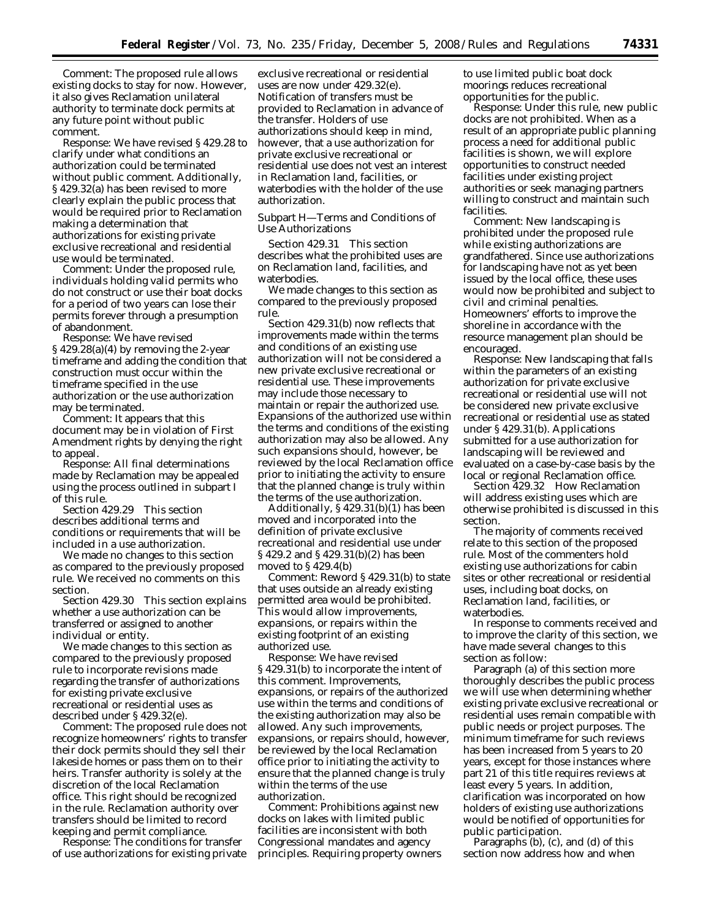*Comment:* The proposed rule allows existing docks to stay for now. However, it also gives Reclamation unilateral authority to terminate dock permits at any future point without public comment.

*Response:* We have revised § 429.28 to clarify under what conditions an authorization could be terminated without public comment. Additionally, § 429.32(a) has been revised to more clearly explain the public process that would be required prior to Reclamation making a determination that authorizations for existing private exclusive recreational and residential use would be terminated.

*Comment:* Under the proposed rule, individuals holding valid permits who do not construct or use their boat docks for a period of two years can lose their permits forever through a presumption of abandonment.

*Response:* We have revised § 429.28(a)(4) by removing the 2-year timeframe and adding the condition that construction must occur within the timeframe specified in the use authorization or the use authorization may be terminated.

*Comment:* It appears that this document may be in violation of First Amendment rights by denying the right to appeal.

*Response:* All final determinations made by Reclamation may be appealed using the process outlined in subpart I of this rule.

*Section 429.29* This section describes additional terms and conditions or requirements that will be included in a use authorization.

We made no changes to this section as compared to the previously proposed rule. We received no comments on this section.

*Section 429.30* This section explains whether a use authorization can be transferred or assigned to another individual or entity.

We made changes to this section as compared to the previously proposed rule to incorporate revisions made regarding the transfer of authorizations for existing private exclusive recreational or residential uses as described under § 429.32(e).

*Comment:* The proposed rule does not recognize homeowners' rights to transfer their dock permits should they sell their lakeside homes or pass them on to their heirs. Transfer authority is solely at the discretion of the local Reclamation office. This right should be recognized in the rule. Reclamation authority over transfers should be limited to record keeping and permit compliance.

*Response:* The conditions for transfer of use authorizations for existing private exclusive recreational or residential uses are now under 429.32(e). Notification of transfers must be provided to Reclamation in advance of the transfer. Holders of use authorizations should keep in mind, however, that a use authorization for private exclusive recreational or residential use does not vest an interest in Reclamation land, facilities, or waterbodies with the holder of the use authorization.

Subpart H—Terms and Conditions of Use Authorizations

*Section 429.31* This section describes what the prohibited uses are on Reclamation land, facilities, and waterbodies.

We made changes to this section as compared to the previously proposed rule.

Section 429.31(b) now reflects that improvements made within the terms and conditions of an existing use authorization will not be considered a new private exclusive recreational or residential use. These improvements may include those necessary to maintain or repair the authorized use. Expansions of the authorized use within the terms and conditions of the existing authorization may also be allowed. Any such expansions should, however, be reviewed by the local Reclamation office prior to initiating the activity to ensure that the planned change is truly within the terms of the use authorization.

Additionally, § 429.31(b)(1) has been moved and incorporated into the definition of private exclusive recreational and residential use under § 429.2 and § 429.31(b)(2) has been moved to § 429.4(b)

*Comment:* Reword § 429.31(b) to state that uses outside an already existing permitted area would be prohibited. This would allow improvements, expansions, or repairs within the existing footprint of an existing authorized use.

*Response:* We have revised § 429.31(b) to incorporate the intent of this comment. Improvements, expansions, or repairs of the authorized use within the terms and conditions of the existing authorization may also be allowed. Any such improvements, expansions, or repairs should, however, be reviewed by the local Reclamation office prior to initiating the activity to ensure that the planned change is truly within the terms of the use authorization.

*Comment:* Prohibitions against new docks on lakes with limited public facilities are inconsistent with both Congressional mandates and agency principles. Requiring property owners to use limited public boat dock moorings reduces recreational opportunities for the public.

*Response:* Under this rule, new public docks are not prohibited. When as a result of an appropriate public planning process a need for additional public facilities is shown, we will explore opportunities to construct needed facilities under existing project authorities or seek managing partners willing to construct and maintain such facilities.

*Comment:* New landscaping is prohibited under the proposed rule while existing authorizations are grandfathered. Since use authorizations for landscaping have not as yet been issued by the local office, these uses would now be prohibited and subject to civil and criminal penalties. Homeowners' efforts to improve the shoreline in accordance with the resource management plan should be encouraged.

*Response:* New landscaping that falls within the parameters of an existing authorization for private exclusive recreational or residential use will not be considered new private exclusive recreational or residential use as stated under § 429.31(b). Applications submitted for a use authorization for landscaping will be reviewed and evaluated on a case-by-case basis by the local or regional Reclamation office.

*Section 429.32* How Reclamation will address existing uses which are otherwise prohibited is discussed in this section.

The majority of comments received relate to this section of the proposed rule. Most of the commenters hold existing use authorizations for cabin sites or other recreational or residential uses, including boat docks, on Reclamation land, facilities, or waterbodies.

In response to comments received and to improve the clarity of this section, we have made several changes to this section as follow:

Paragraph (a) of this section more thoroughly describes the public process we will use when determining whether existing private exclusive recreational or residential uses remain compatible with public needs or project purposes. The minimum timeframe for such reviews has been increased from 5 years to 20 years, except for those instances where part 21 of this title requires reviews at least every 5 years. In addition, clarification was incorporated on how holders of existing use authorizations would be notified of opportunities for public participation.

Paragraphs (b), (c), and (d) of this section now address how and when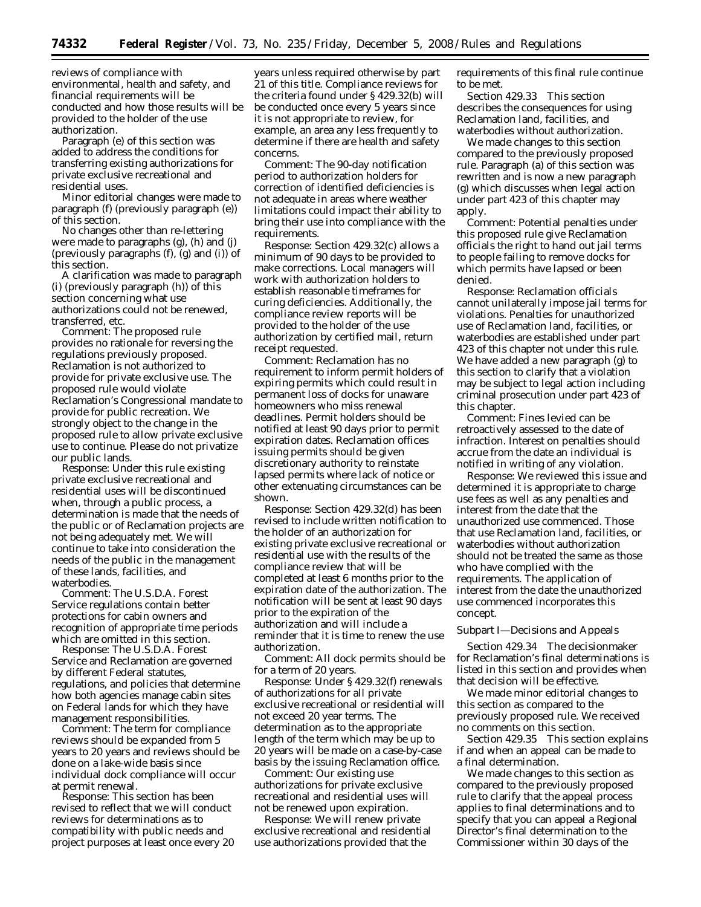reviews of compliance with environmental, health and safety, and financial requirements will be conducted and how those results will be provided to the holder of the use authorization.

Paragraph (e) of this section was added to address the conditions for transferring existing authorizations for private exclusive recreational and residential uses.

Minor editorial changes were made to paragraph (f) (previously paragraph (e)) of this section.

No changes other than re-lettering were made to paragraphs (g), (h) and (j) (previously paragraphs (f), (g) and (i)) of this section.

A clarification was made to paragraph (i) (previously paragraph (h)) of this section concerning what use authorizations could not be renewed, transferred, etc.

*Comment:* The proposed rule provides no rationale for reversing the regulations previously proposed. Reclamation is not authorized to provide for private exclusive use. The proposed rule would violate Reclamation's Congressional mandate to provide for public recreation. We strongly object to the change in the proposed rule to allow private exclusive use to continue. Please do not privatize our public lands.

*Response:* Under this rule existing private exclusive recreational and residential uses will be discontinued when, through a public process, a determination is made that the needs of the public or of Reclamation projects are not being adequately met. We will continue to take into consideration the needs of the public in the management of these lands, facilities, and waterbodies.

*Comment:* The U.S.D.A. Forest Service regulations contain better protections for cabin owners and recognition of appropriate time periods which are omitted in this section.

*Response:* The U.S.D.A. Forest Service and Reclamation are governed by different Federal statutes, regulations, and policies that determine how both agencies manage cabin sites on Federal lands for which they have management responsibilities.

*Comment:* The term for compliance reviews should be expanded from 5 years to 20 years and reviews should be done on a lake-wide basis since individual dock compliance will occur at permit renewal.

*Response:* This section has been revised to reflect that we will conduct reviews for determinations as to compatibility with public needs and project purposes at least once every 20 years unless required otherwise by part 21 of this title. Compliance reviews for the criteria found under § 429.32(b) will be conducted once every 5 years since it is not appropriate to review, for example, an area any less frequently to determine if there are health and safety concerns.

*Comment:* The 90-day notification period to authorization holders for correction of identified deficiencies is not adequate in areas where weather limitations could impact their ability to bring their use into compliance with the requirements.

*Response:* Section 429.32(c) allows a minimum of 90 days to be provided to make corrections. Local managers will work with authorization holders to establish reasonable timeframes for curing deficiencies. Additionally, the compliance review reports will be provided to the holder of the use authorization by certified mail, return receipt requested.

*Comment:* Reclamation has no requirement to inform permit holders of expiring permits which could result in permanent loss of docks for unaware homeowners who miss renewal deadlines. Permit holders should be notified at least 90 days prior to permit expiration dates. Reclamation offices issuing permits should be given discretionary authority to reinstate lapsed permits where lack of notice or other extenuating circumstances can be shown.

*Response:* Section 429.32(d) has been revised to include written notification to the holder of an authorization for existing private exclusive recreational or residential use with the results of the compliance review that will be completed at least 6 months prior to the expiration date of the authorization. The notification will be sent at least 90 days prior to the expiration of the authorization and will include a reminder that it is time to renew the use authorization.

*Comment:* All dock permits should be for a term of 20 years.

*Response:* Under § 429.32(f) renewals of authorizations for all private exclusive recreational or residential will not exceed 20 year terms. The determination as to the appropriate length of the term which may be up to 20 years will be made on a case-by-case basis by the issuing Reclamation office.

*Comment:* Our existing use authorizations for private exclusive recreational and residential uses will not be renewed upon expiration.

*Response:* We will renew private exclusive recreational and residential use authorizations provided that the requirements of this final rule continue to be met.

*Section 429.33* This section describes the consequences for using Reclamation land, facilities, and waterbodies without authorization.

We made changes to this section compared to the previously proposed rule. Paragraph (a) of this section was rewritten and is now a new paragraph (g) which discusses when legal action under part 423 of this chapter may apply.

*Comment:* Potential penalties under this proposed rule give Reclamation officials the right to hand out jail terms to people failing to remove docks for which permits have lapsed or been denied.

*Response:* Reclamation officials cannot unilaterally impose jail terms for violations. Penalties for unauthorized use of Reclamation land, facilities, or waterbodies are established under part 423 of this chapter not under this rule. We have added a new paragraph (g) to this section to clarify that a violation may be subject to legal action including criminal prosecution under part 423 of this chapter.

*Comment:* Fines levied can be retroactively assessed to the date of infraction. Interest on penalties should accrue from the date an individual is notified in writing of any violation.

*Response:* We reviewed this issue and determined it is appropriate to charge use fees as well as any penalties and interest from the date that the unauthorized use commenced. Those that use Reclamation land, facilities, or waterbodies without authorization should not be treated the same as those who have complied with the requirements. The application of interest from the date the unauthorized use commenced incorporates this concept.

## Subpart I—Decisions and Appeals

*Section 429.34* The decisionmaker for Reclamation's final determinations is listed in this section and provides when that decision will be effective.

We made minor editorial changes to this section as compared to the previously proposed rule. We received no comments on this section.

*Section 429.35* This section explains if and when an appeal can be made to a final determination.

We made changes to this section as compared to the previously proposed rule to clarify that the appeal process applies to final determinations and to specify that you can appeal a Regional Director's final determination to the Commissioner within 30 days of the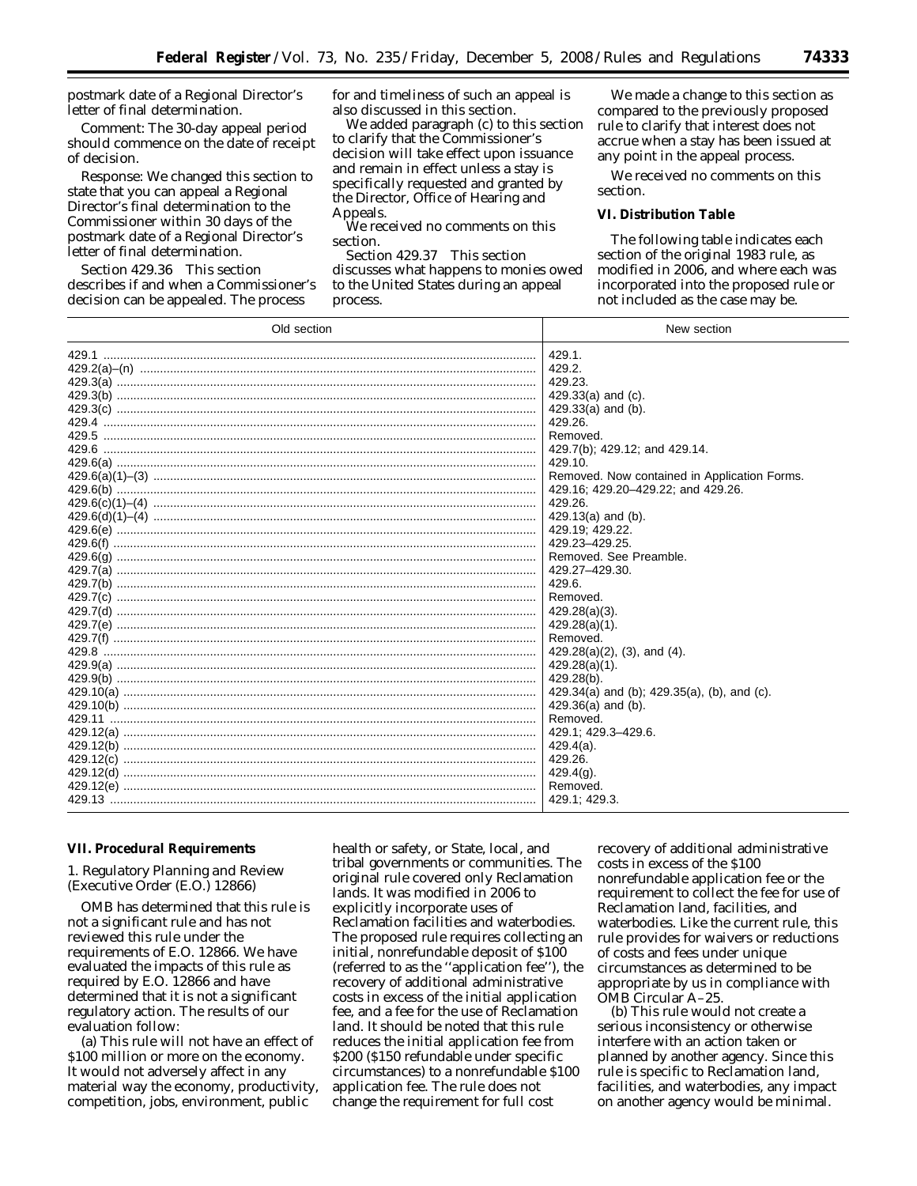postmark date of a Regional Director's letter of final determination.

Comment: The 30-day appeal period should commence on the date of receipt of decision.

Response: We changed this section to state that you can appeal a Regional Director's final determination to the Commissioner within 30 days of the postmark date of a Regional Director's letter of final determination.

Section 429.36 This section describes if and when a Commissioner's decision can be appealed. The process for and timeliness of such an appeal is also discussed in this section.

We added paragraph (c) to this section to clarify that the Commissioner's decision will take effect upon issuance and remain in effect unless a stay is specifically requested and granted by the Director, Office of Hearing and Appeals.

We received no comments on this section.

Section 429.37 This section discusses what happens to monies owed to the United States during an appeal process.

We made a change to this section as compared to the previously proposed rule to clarify that interest does not accrue when a stay has been issued at any point in the appeal process.

We received no comments on this section.

## VI. Distribution Table

The following table indicates each section of the original 1983 rule, as modified in 2006, and where each was incorporated into the proposed rule or not included as the case may be.

| Old section | New section |
|---|---|
| 429.1 | 429.1. |
| 429.2(a)–(n) | 429.2. |
| 429.3(a) | 429.23. |
| 429.3(b) | 429.33(a) and (c). |
| 429.3(c) | 429.33(a) and (b). |
| 429.4 | 429.26. |
| 429.5 | Removed. |
| 429.6 | 429.7(b); 429.12; and 429.14. |
| 429.6(a) | 429.10. |
| 429.6(a)(1)–(3) | Removed. Now contained in Application Forms. |
| 429.6(b) | 429.16; 429.20–429.22; and 429.26. |
| 429.6(c)(1)–(4) | 429.26. |
| 429.6(d)(1)–(4) | 429.13(a) and (b). |
| 429.6(e) | 429.19; 429.22. |
| 429.6(f) | 429.23–429.25. |
| 429.6(g) | Removed. See Preamble. |
| 429.7(a) | 429.27–429.30. |
| 429.7(b) | 429.6. |
| 429.7(c) | Removed. |
| 429.7(d) | 429.28(a)(3). |
| 429.7(e) | 429.28(a)(1). |
| 429.7(f) | Removed. |
| 429.8 | 429.28(a)(2), (3), and (4). |
| 429.9(a) | 429.28(a)(1). |
| 429.9(b) | 429.28(b). |
| 429.10(a) | 429.34(a) and (b); 429.35(a), (b), and (c). |
| 429.10(b) | 429.36(a) and (b). |
| 429.11 | Removed. |
| 429.12(a) | 429.1; 429.3–429.6. |
| 429.12(b) | 429.4(a). |
| 429.12(c) | 429.26. |
| 429.12(d) | 429.4(g). |
| 429.12(e) | Removed. |
| 429.13 | 429.1; 429.3. |

## VII. Procedural Requirements

### 1. Regulatory Planning and Review (Executive Order (E.O.) 12866)

OMB has determined that this rule is not a significant rule and has not reviewed this rule under the requirements of E.O. 12866. We have evaluated the impacts of this rule as required by E.O. 12866 and have determined that it is not a significant regulatory action. The results of our evaluation follow:

(a) This rule will not have an effect of \$100 million or more on the economy. It would not adversely affect in any material way the economy, productivity, competition, jobs, environment, public health or safety, or State, local, and tribal governments or communities. The original rule covered only Reclamation lands. It was modified in 2006 to explicitly incorporate uses of Reclamation facilities and waterbodies. The proposed rule requires collecting an initial, nonrefundable deposit of \$100 (referred to as the "application fee"), the recovery of additional administrative costs in excess of the initial application fee, and a fee for the use of Reclamation land. It should be noted that this rule reduces the initial application fee from \$200 (\$150 refundable under specific circumstances) to a nonrefundable \$100 application fee. The rule does not change the requirement for full cost recovery of additional administrative costs in excess of the \$100 nonrefundable application fee or the requirement to collect the fee for use of Reclamation land, facilities, and waterbodies. Like the current rule, this rule provides for waivers or reductions of costs and fees under unique circumstances as determined to be appropriate by us in compliance with OMB Circular A–25.

(b) This rule would not create a serious inconsistency or otherwise interfere with an action taken or planned by another agency. Since this rule is specific to Reclamation land, facilities, and waterbodies, any impact on another agency would be minimal.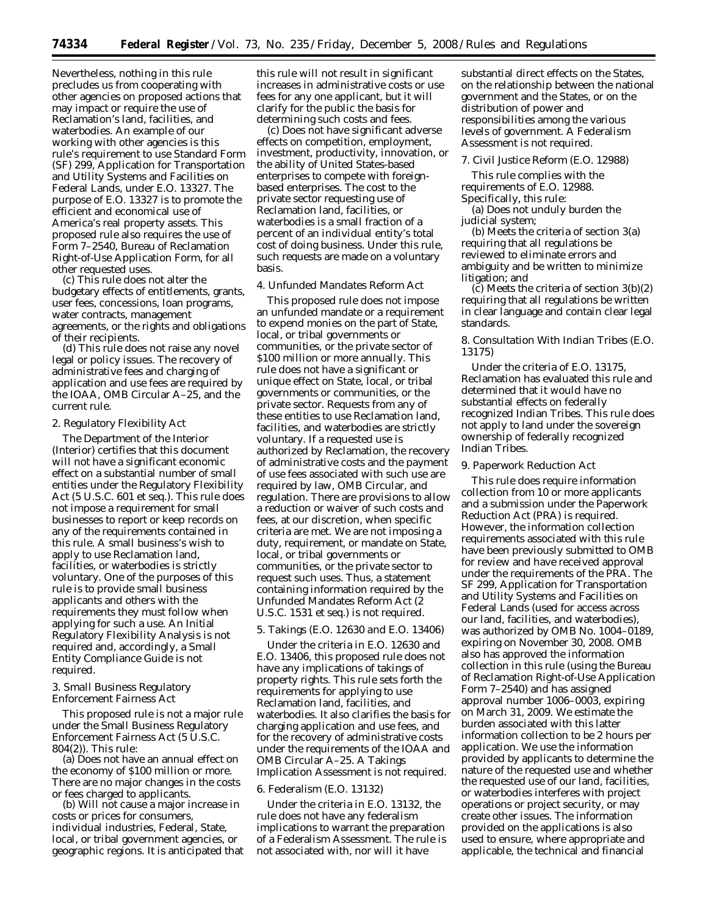Nevertheless, nothing in this rule precludes us from cooperating with other agencies on proposed actions that may impact or require the use of Reclamation's land, facilities, and waterbodies. An example of our working with other agencies is this rule's requirement to use Standard Form (SF) 299, Application for Transportation and Utility Systems and Facilities on Federal Lands, under E.O. 13327. The purpose of E.O. 13327 is to promote the efficient and economical use of America's real property assets. This proposed rule also requires the use of Form 7–2540, Bureau of Reclamation Right-of-Use Application Form, for all other requested uses.

(c) This rule does not alter the budgetary effects of entitlements, grants, user fees, concessions, loan programs, water contracts, management agreements, or the rights and obligations of their recipients.

(d) This rule does not raise any novel legal or policy issues. The recovery of administrative fees and charging of application and use fees are required by the IOAA, OMB Circular A–25, and the current rule.

2. Regulatory Flexibility Act

The Department of the Interior (Interior) certifies that this document will not have a significant economic effect on a substantial number of small entities under the Regulatory Flexibility Act (5 U.S.C. 601 et seq.). This rule does not impose a requirement for small businesses to report or keep records on any of the requirements contained in this rule. A small business's wish to apply to use Reclamation land, facilities, or waterbodies is strictly voluntary. One of the purposes of this rule is to provide small business applicants and others with the requirements they must follow when applying for such a use. An Initial Regulatory Flexibility Analysis is not required and, accordingly, a Small Entity Compliance Guide is not required.

3. Small Business Regulatory Enforcement Fairness Act

This proposed rule is not a major rule under the Small Business Regulatory Enforcement Fairness Act (5 U.S.C. 804(2)). This rule:

(a) Does not have an annual effect on the economy of $100 million or more. There are no major changes in the costs or fees charged to applicants.

(b) Will not cause a major increase in costs or prices for consumers, individual industries, Federal, State, local, or tribal government agencies, or geographic regions. It is anticipated that this rule will not result in significant increases in administrative costs or use fees for any one applicant, but it will clarify for the public the basis for determining such costs and fees.

(c) Does not have significant adverse effects on competition, employment, investment, productivity, innovation, or the ability of United States-based enterprises to compete with foreign-based enterprises. The cost to the private sector requesting use of Reclamation land, facilities, or waterbodies is a small fraction of a percent of an individual entity's total cost of doing business. Under this rule, such requests are made on a voluntary basis.

4. Unfunded Mandates Reform Act

This proposed rule does not impose an unfunded mandate or a requirement to expend monies on the part of State, local, or tribal governments or communities, or the private sector of $100 million or more annually. This rule does not have a significant or unique effect on State, local, or tribal governments or communities, or the private sector. Requests from any of these entities to use Reclamation land, facilities, and waterbodies are strictly voluntary. If a requested use is authorized by Reclamation, the recovery of administrative costs and the payment of use fees associated with such use are required by law, OMB Circular, and regulation. There are provisions to allow a reduction or waiver of such costs and fees, at our discretion, when specific criteria are met. We are not imposing a duty, requirement, or mandate on State, local, or tribal governments or communities, or the private sector to request such uses. Thus, a statement containing information required by the Unfunded Mandates Reform Act (2 U.S.C. 1531 et seq.) is not required.

5. Takings (E.O. 12630 and E.O. 13406)

Under the criteria in E.O. 12630 and E.O. 13406, this proposed rule does not have any implications of takings of property rights. This rule sets forth the requirements for applying to use Reclamation land, facilities, and waterbodies. It also clarifies the basis for charging application and use fees, and for the recovery of administrative costs under the requirements of the IOAA and OMB Circular A–25. A Takings Implication Assessment is not required.

6. Federalism (E.O. 13132)

Under the criteria in E.O. 13132, the rule does not have any federalism implications to warrant the preparation of a Federalism Assessment. The rule is not associated with, nor will it have substantial direct effects on the States, on the relationship between the national government and the States, or on the distribution of power and responsibilities among the various levels of government. A Federalism Assessment is not required.

7. Civil Justice Reform (E.O. 12988)

This rule complies with the requirements of E.O. 12988. Specifically, this rule:

(a) Does not unduly burden the judicial system;

(b) Meets the criteria of section 3(a) requiring that all regulations be reviewed to eliminate errors and ambiguity and be written to minimize litigation; and

(c) Meets the criteria of section 3(b)(2) requiring that all regulations be written in clear language and contain clear legal standards.

8. Consultation With Indian Tribes (E.O. 13175)

Under the criteria of E.O. 13175, Reclamation has evaluated this rule and determined that it would have no substantial effects on federally recognized Indian Tribes. This rule does not apply to land under the sovereign ownership of federally recognized Indian Tribes.

9. Paperwork Reduction Act

This rule does require information collection from 10 or more applicants and a submission under the Paperwork Reduction Act (PRA) is required. However, the information collection requirements associated with this rule have been previously submitted to OMB for review and have received approval under the requirements of the PRA. The SF 299, Application for Transportation and Utility Systems and Facilities on Federal Lands (used for access across our land, facilities, and waterbodies), was authorized by OMB No. 1004–0189, expiring on November 30, 2008. OMB also has approved the information collection in this rule (using the Bureau of Reclamation Right-of-Use Application Form 7–2540) and has assigned approval number 1006–0003, expiring on March 31, 2009. We estimate the burden associated with this latter information collection to be 2 hours per application. We use the information provided by applicants to determine the nature of the requested use and whether the requested use of our land, facilities, or waterbodies interferes with project operations or project security, or may create other issues. The information provided on the applications is also used to ensure, where appropriate and applicable, the technical and financial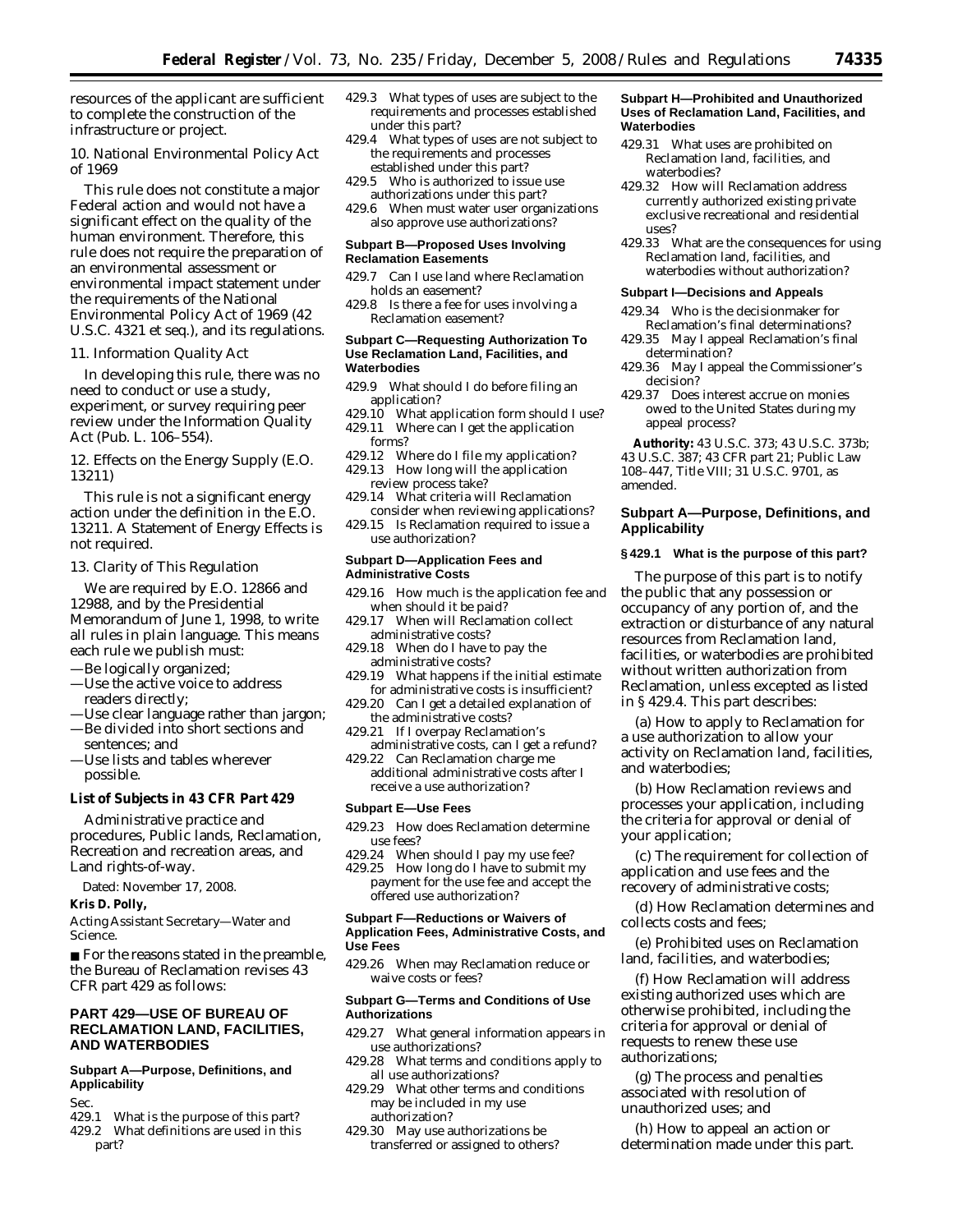resources of the applicant are sufficient to complete the construction of the infrastructure or project.

10. National Environmental Policy Act of 1969

This rule does not constitute a major Federal action and would not have a significant effect on the quality of the human environment. Therefore, this rule does not require the preparation of an environmental assessment or environmental impact statement under the requirements of the National Environmental Policy Act of 1969 (42 U.S.C. 4321 et seq.), and its regulations.

11. Information Quality Act

In developing this rule, there was no need to conduct or use a study, experiment, or survey requiring peer review under the Information Quality Act (Pub. L. 106–554).

12. Effects on the Energy Supply (E.O. 13211)

This rule is not a significant energy action under the definition in the E.O. 13211. A Statement of Energy Effects is not required.

13. Clarity of This Regulation

We are required by E.O. 12866 and 12988, and by the Presidential Memorandum of June 1, 1998, to write all rules in plain language. This means each rule we publish must:

—Be logically organized;
—Use the active voice to address readers directly;
—Use clear language rather than jargon;
—Be divided into short sections and sentences; and
—Use lists and tables wherever possible.

**List of Subjects in 43 CFR Part 429**

Administrative practice and procedures, Public lands, Reclamation, Recreation and recreation areas, and Land rights-of-way.

Dated: November 17, 2008.

**Kris D. Polly,**

*Acting Assistant Secretary—Water and Science.*

■ For the reasons stated in the preamble, the Bureau of Reclamation revises 43 CFR part 429 as follows:

## PART 429—USE OF BUREAU OF RECLAMATION LAND, FACILITIES, AND WATERBODIES

**Subpart A—Purpose, Definitions, and Applicability**

Sec.
429.1 What is the purpose of this part?
429.2 What definitions are used in this part?
429.3 What types of uses are subject to the requirements and processes established under this part?
429.4 What types of uses are not subject to the requirements and processes established under this part?
429.5 Who is authorized to issue use authorizations under this part?
429.6 When must water user organizations also approve use authorizations?

**Subpart B—Proposed Uses Involving Reclamation Easements**

429.7 Can I use land where Reclamation holds an easement?
429.8 Is there a fee for uses involving a Reclamation easement?

**Subpart C—Requesting Authorization To Use Reclamation Land, Facilities, and Waterbodies**

429.9 What should I do before filing an application?
429.10 What application form should I use?
429.11 Where can I get the application forms?
429.12 Where do I file my application?
429.13 How long will the application review process take?
429.14 What criteria will Reclamation consider when reviewing applications?
429.15 Is Reclamation required to issue a use authorization?

**Subpart D—Application Fees and Administrative Costs**

429.16 How much is the application fee and when should it be paid?
429.17 When will Reclamation collect administrative costs?
429.18 When do I have to pay the administrative costs?
429.19 What happens if the initial estimate for administrative costs is insufficient?
429.20 Can I get a detailed explanation of the administrative costs?
429.21 If I overpay Reclamation's administrative costs, can I get a refund?
429.22 Can Reclamation charge me additional administrative costs after I receive a use authorization?

**Subpart E—Use Fees**

429.23 How does Reclamation determine use fees?
429.24 When should I pay my use fee?
429.25 How long do I have to submit my payment for the use fee and accept the offered use authorization?

**Subpart F—Reductions or Waivers of Application Fees, Administrative Costs, and Use Fees**

429.26 When may Reclamation reduce or waive costs or fees?

**Subpart G—Terms and Conditions of Use Authorizations**

429.27 What general information appears in use authorizations?
429.28 What terms and conditions apply to all use authorizations?
429.29 What other terms and conditions may be included in my use authorization?
429.30 May use authorizations be transferred or assigned to others?

**Subpart H—Prohibited and Unauthorized Uses of Reclamation Land, Facilities, and Waterbodies**

429.31 What uses are prohibited on Reclamation land, facilities, and waterbodies?
429.32 How will Reclamation address currently authorized existing private exclusive recreational and residential uses?
429.33 What are the consequences for using Reclamation land, facilities, and waterbodies without authorization?

**Subpart I—Decisions and Appeals**

429.34 Who is the decisionmaker for Reclamation's final determinations?
429.35 May I appeal Reclamation's final determination?
429.36 May I appeal the Commissioner's decision?
429.37 Does interest accrue on monies owed to the United States during my appeal process?

**Authority:** 43 U.S.C. 373; 43 U.S.C. 373b; 43 U.S.C. 387; 43 CFR part 21; Public Law 108–447, Title VIII; 31 U.S.C. 9701, as amended.

### Subpart A—Purpose, Definitions, and Applicability

**§ 429.1 What is the purpose of this part?**

The purpose of this part is to notify the public that any possession or occupancy of any portion of, and the extraction or disturbance of any natural resources from Reclamation land, facilities, or waterbodies are prohibited without written authorization from Reclamation, unless excepted as listed in § 429.4. This part describes:

(a) How to apply to Reclamation for a use authorization to allow your activity on Reclamation land, facilities, and waterbodies;

(b) How Reclamation reviews and processes your application, including the criteria for approval or denial of your application;

(c) The requirement for collection of application and use fees and the recovery of administrative costs;

(d) How Reclamation determines and collects costs and fees;

(e) Prohibited uses on Reclamation land, facilities, and waterbodies;

(f) How Reclamation will address existing authorized uses which are otherwise prohibited, including the criteria for approval or denial of requests to renew these use authorizations;

(g) The process and penalties associated with resolution of unauthorized uses; and

(h) How to appeal an action or determination made under this part.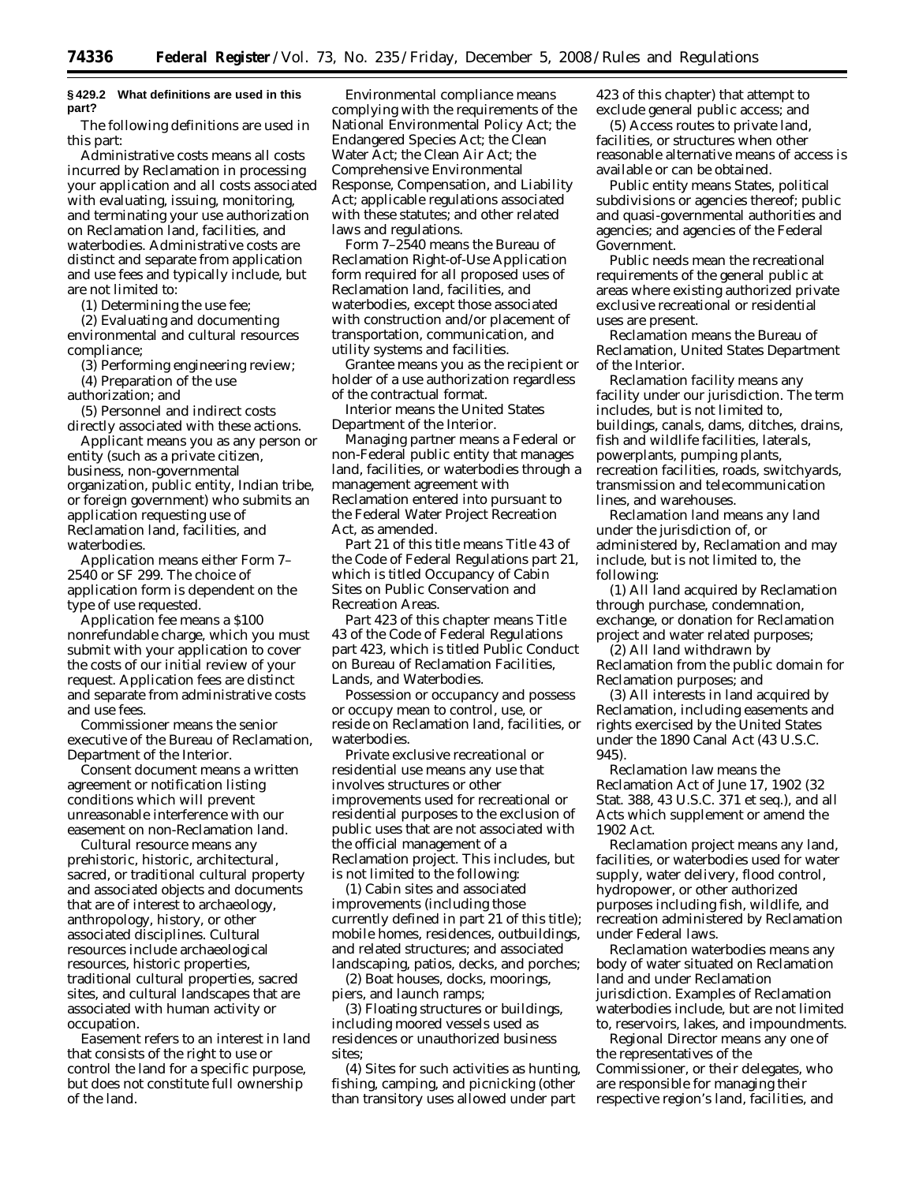**§ 429.2 What definitions are used in this part?**

The following definitions are used in this part:

*Administrative costs* means all costs incurred by Reclamation in processing your application and all costs associated with evaluating, issuing, monitoring, and terminating your use authorization on Reclamation land, facilities, and waterbodies. Administrative costs are distinct and separate from application and use fees and typically include, but are not limited to:

(1) Determining the use fee;

(2) Evaluating and documenting environmental and cultural resources compliance;

(3) Performing engineering review;

(4) Preparation of the use authorization; and

(5) Personnel and indirect costs directly associated with these actions.

*Applicant* means you as any person or entity (such as a private citizen, business, non-governmental organization, public entity, Indian tribe, or foreign government) who submits an application requesting use of Reclamation land, facilities, and waterbodies.

*Application* means either Form 7–2540 or SF 299. The choice of application form is dependent on the type of use requested.

*Application fee* means a $100 nonrefundable charge, which you must submit with your application to cover the costs of our initial review of your request. Application fees are distinct and separate from administrative costs and use fees.

*Commissioner* means the senior executive of the Bureau of Reclamation, Department of the Interior.

*Consent document* means a written agreement or notification listing conditions which will prevent unreasonable interference with our easement on non-Reclamation land.

*Cultural resource* means any prehistoric, historic, architectural, sacred, or traditional cultural property and associated objects and documents that are of interest to archaeology, anthropology, history, or other associated disciplines. Cultural resources include archaeological resources, historic properties, traditional cultural properties, sacred sites, and cultural landscapes that are associated with human activity or occupation.

*Easement* refers to an interest in land that consists of the right to use or control the land for a specific purpose, but does not constitute full ownership of the land.

*Environmental compliance* means complying with the requirements of the National Environmental Policy Act; the Endangered Species Act; the Clean Water Act; the Clean Air Act; the Comprehensive Environmental Response, Compensation, and Liability Act; applicable regulations associated with these statutes; and other related laws and regulations.

*Form 7–2540* means the Bureau of Reclamation Right-of-Use Application form required for all proposed uses of Reclamation land, facilities, and waterbodies, except those associated with construction and/or placement of transportation, communication, and utility systems and facilities.

*Grantee* means you as the recipient or holder of a use authorization regardless of the contractual format.

*Interior* means the United States Department of the Interior.

*Managing partner* means a Federal or non-Federal public entity that manages land, facilities, or waterbodies through a management agreement with Reclamation entered into pursuant to the Federal Water Project Recreation Act, as amended.

*Part 21 of this title* means Title 43 of the Code of Federal Regulations part 21, which is titled Occupancy of Cabin Sites on Public Conservation and Recreation Areas.

*Part 423 of this chapter* means Title 43 of the Code of Federal Regulations part 423, which is titled Public Conduct on Bureau of Reclamation Facilities, Lands, and Waterbodies.

*Possession or occupancy and possess or occupy* mean to control, use, or reside on Reclamation land, facilities, or waterbodies.

*Private exclusive recreational or residential use* means any use that involves structures or other improvements used for recreational or residential purposes to the exclusion of public uses that are not associated with the official management of a Reclamation project. This includes, but is not limited to the following:

(1) Cabin sites and associated improvements (including those currently defined in part 21 of this title); mobile homes, residences, outbuildings, and related structures; and associated landscaping, patios, decks, and porches;

(2) Boat houses, docks, moorings, piers, and launch ramps;

(3) Floating structures or buildings, including moored vessels used as residences or unauthorized business sites;

(4) Sites for such activities as hunting, fishing, camping, and picnicking (other than transitory uses allowed under part 423 of this chapter) that attempt to exclude general public access; and

(5) Access routes to private land, facilities, or structures when other reasonable alternative means of access is available or can be obtained.

*Public entity* means States, political subdivisions or agencies thereof; public and quasi-governmental authorities and agencies; and agencies of the Federal Government.

*Public needs* mean the recreational requirements of the general public at areas where existing authorized private exclusive recreational or residential uses are present.

*Reclamation* means the Bureau of Reclamation, United States Department of the Interior.

*Reclamation facility* means any facility under our jurisdiction. The term includes, but is not limited to, buildings, canals, dams, ditches, drains, fish and wildlife facilities, laterals, powerplants, pumping plants, recreation facilities, roads, switchyards, transmission and telecommunication lines, and warehouses.

*Reclamation land* means any land under the jurisdiction of, or administered by, Reclamation and may include, but is not limited to, the following:

(1) All land acquired by Reclamation through purchase, condemnation, exchange, or donation for Reclamation project and water related purposes;

(2) All land withdrawn by Reclamation from the public domain for Reclamation purposes; and

(3) All interests in land acquired by Reclamation, including easements and rights exercised by the United States under the 1890 Canal Act (43 U.S.C. 945).

*Reclamation law* means the Reclamation Act of June 17, 1902 (32 Stat. 388, 43 U.S.C. 371 et seq.), and all Acts which supplement or amend the 1902 Act.

*Reclamation project* means any land, facilities, or waterbodies used for water supply, water delivery, flood control, hydropower, or other authorized purposes including fish, wildlife, and recreation administered by Reclamation under Federal laws.

*Reclamation waterbodies* means any body of water situated on Reclamation land and under Reclamation jurisdiction. Examples of Reclamation waterbodies include, but are not limited to, reservoirs, lakes, and impoundments.

*Regional Director* means any one of the representatives of the Commissioner, or their delegates, who are responsible for managing their respective region's land, facilities, and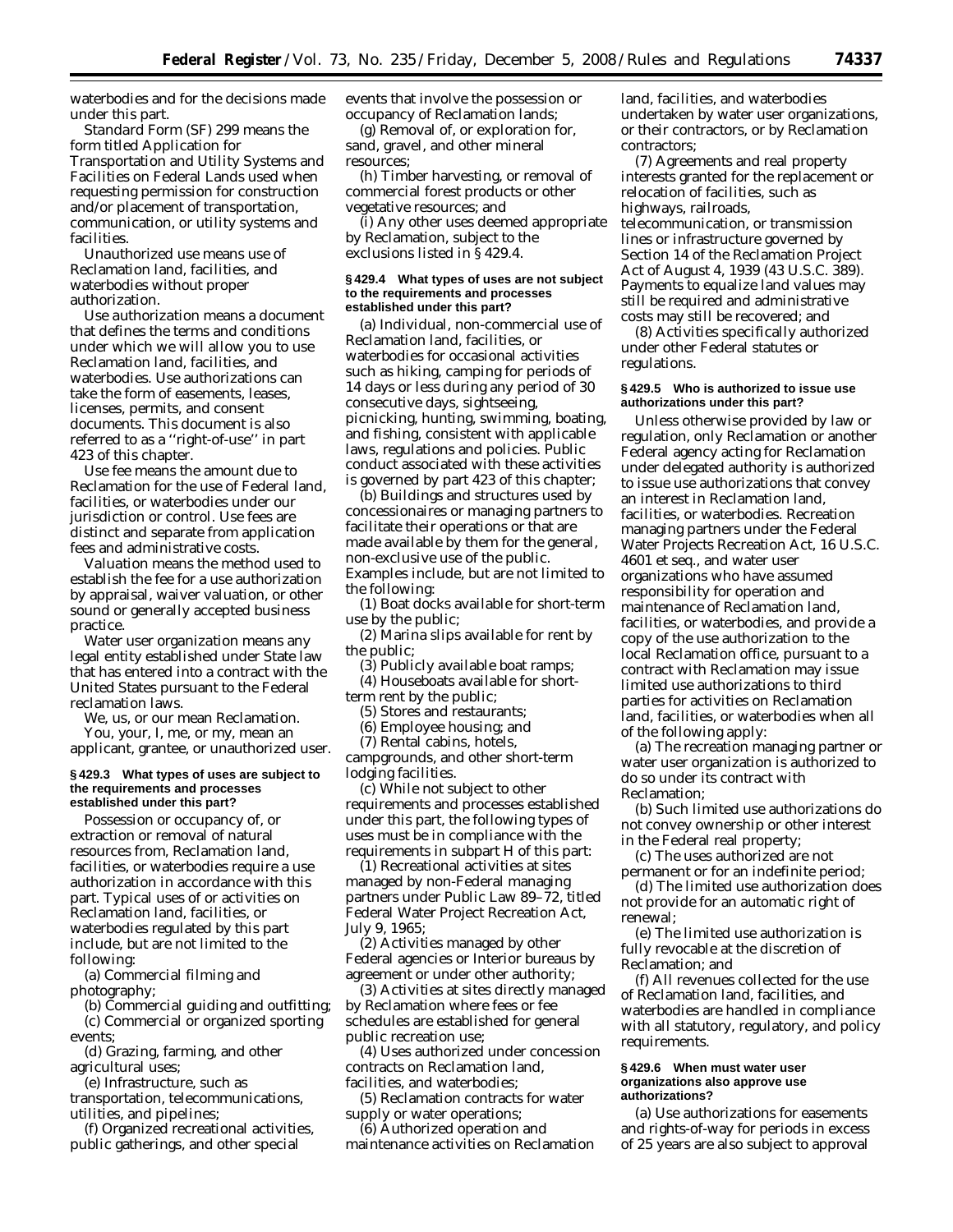waterbodies and for the decisions made under this part.

*Standard Form (SF) 299* means the form titled Application for Transportation and Utility Systems and Facilities on Federal Lands used when requesting permission for construction and/or placement of transportation, communication, or utility systems and facilities.

*Unauthorized use* means use of Reclamation land, facilities, and waterbodies without proper authorization.

*Use authorization* means a document that defines the terms and conditions under which we will allow you to use Reclamation land, facilities, and waterbodies. Use authorizations can take the form of easements, leases, licenses, permits, and consent documents. This document is also referred to as a ''right-of-use'' in part 423 of this chapter.

*Use fee* means the amount due to Reclamation for the use of Federal land, facilities, or waterbodies under our jurisdiction or control. Use fees are distinct and separate from application fees and administrative costs.

*Valuation* means the method used to establish the fee for a use authorization by appraisal, waiver valuation, or other sound or generally accepted business practice.

*Water user organization* means any legal entity established under State law that has entered into a contract with the United States pursuant to the Federal reclamation laws.

*We, us,* or *our* mean Reclamation.

*You, your, I, me,* or *my,* mean an applicant, grantee, or unauthorized user.

### § 429.3 What types of uses are subject to the requirements and processes established under this part?

Possession or occupancy of, or extraction or removal of natural resources from, Reclamation land, facilities, or waterbodies require a use authorization in accordance with this part. Typical uses of or activities on Reclamation land, facilities, or waterbodies regulated by this part include, but are not limited to the following:

(a) Commercial filming and photography;

(b) Commercial guiding and outfitting;

(c) Commercial or organized sporting events;

(d) Grazing, farming, and other agricultural uses;

(e) Infrastructure, such as transportation, telecommunications, utilities, and pipelines;

(f) Organized recreational activities, public gatherings, and other special events that involve the possession or occupancy of Reclamation lands;

(g) Removal of, or exploration for, sand, gravel, and other mineral resources;

(h) Timber harvesting, or removal of commercial forest products or other vegetative resources; and

(i) Any other uses deemed appropriate by Reclamation, subject to the exclusions listed in § 429.4.

### § 429.4 What types of uses are not subject to the requirements and processes established under this part?

(a) Individual, non-commercial use of Reclamation land, facilities, or waterbodies for occasional activities such as hiking, camping for periods of 14 days or less during any period of 30 consecutive days, sightseeing, picnicking, hunting, swimming, boating, and fishing, consistent with applicable laws, regulations and policies. Public conduct associated with these activities is governed by part 423 of this chapter;

(b) Buildings and structures used by concessionaires or managing partners to facilitate their operations or that are made available by them for the general, non-exclusive use of the public. Examples include, but are not limited to the following:

(1) Boat docks available for short-term use by the public;

(2) Marina slips available for rent by the public;

(3) Publicly available boat ramps;

(4) Houseboats available for short-term rent by the public;

(5) Stores and restaurants;

(6) Employee housing; and

(7) Rental cabins, hotels, campgrounds, and other short-term lodging facilities.

(c) While not subject to other requirements and processes established under this part, the following types of uses must be in compliance with the requirements in subpart H of this part:

(1) Recreational activities at sites managed by non-Federal managing partners under Public Law 89–72, titled Federal Water Project Recreation Act, July 9, 1965;

(2) Activities managed by other Federal agencies or Interior bureaus by agreement or under other authority;

(3) Activities at sites directly managed by Reclamation where fees or fee schedules are established for general public recreation use;

(4) Uses authorized under concession contracts on Reclamation land, facilities, and waterbodies;

(5) Reclamation contracts for water supply or water operations;

(6) Authorized operation and maintenance activities on Reclamation land, facilities, and waterbodies undertaken by water user organizations, or their contractors, or by Reclamation contractors;

(7) Agreements and real property interests granted for the replacement or relocation of facilities, such as highways, railroads, telecommunication, or transmission lines or infrastructure governed by Section 14 of the Reclamation Project Act of August 4, 1939 (43 U.S.C. 389). Payments to equalize land values may still be required and administrative costs may still be recovered; and

(8) Activities specifically authorized under other Federal statutes or regulations.

### § 429.5 Who is authorized to issue use authorizations under this part?

Unless otherwise provided by law or regulation, only Reclamation or another Federal agency acting for Reclamation under delegated authority is authorized to issue use authorizations that convey an interest in Reclamation land, facilities, or waterbodies. Recreation managing partners under the Federal Water Projects Recreation Act, 16 U.S.C. 4601 et seq., and water user organizations who have assumed responsibility for operation and maintenance of Reclamation land, facilities, or waterbodies, and provide a copy of the use authorization to the local Reclamation office, pursuant to a contract with Reclamation may issue limited use authorizations to third parties for activities on Reclamation land, facilities, or waterbodies when all of the following apply:

(a) The recreation managing partner or water user organization is authorized to do so under its contract with Reclamation;

(b) Such limited use authorizations do not convey ownership or other interest in the Federal real property;

(c) The uses authorized are not permanent or for an indefinite period;

(d) The limited use authorization does not provide for an automatic right of renewal;

(e) The limited use authorization is fully revocable at the discretion of Reclamation; and

(f) All revenues collected for the use of Reclamation land, facilities, and waterbodies are handled in compliance with all statutory, regulatory, and policy requirements.

### § 429.6 When must water user organizations also approve use authorizations?

(a) Use authorizations for easements and rights-of-way for periods in excess of 25 years are also subject to approval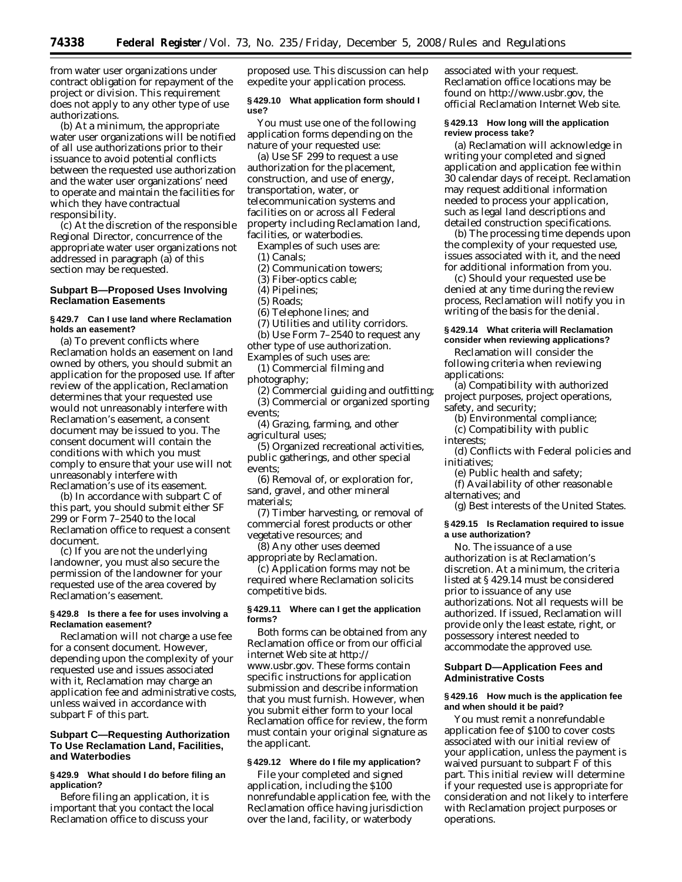from water user organizations under contract obligation for repayment of the project or division. This requirement does not apply to any other type of use authorizations.

(b) At a minimum, the appropriate water user organizations will be notified of all use authorizations prior to their issuance to avoid potential conflicts between the requested use authorization and the water user organizations' need to operate and maintain the facilities for which they have contractual responsibility.

(c) At the discretion of the responsible Regional Director, concurrence of the appropriate water user organizations not addressed in paragraph (a) of this section may be requested.

## Subpart B—Proposed Uses Involving Reclamation Easements

### § 429.7 Can I use land where Reclamation holds an easement?

(a) To prevent conflicts where Reclamation holds an easement on land owned by others, you should submit an application for the proposed use. If after review of the application, Reclamation determines that your requested use would not unreasonably interfere with Reclamation's easement, a consent document may be issued to you. The consent document will contain the conditions with which you must comply to ensure that your use will not unreasonably interfere with Reclamation's use of its easement.

(b) In accordance with subpart C of this part, you should submit either SF 299 or Form 7–2540 to the local Reclamation office to request a consent document.

(c) If you are not the underlying landowner, you must also secure the permission of the landowner for your requested use of the area covered by Reclamation's easement.

### § 429.8 Is there a fee for uses involving a Reclamation easement?

Reclamation will not charge a use fee for a consent document. However, depending upon the complexity of your requested use and issues associated with it, Reclamation may charge an application fee and administrative costs, unless waived in accordance with subpart F of this part.

## Subpart C—Requesting Authorization To Use Reclamation Land, Facilities, and Waterbodies

### § 429.9 What should I do before filing an application?

Before filing an application, it is important that you contact the local Reclamation office to discuss your proposed use. This discussion can help expedite your application process.

### § 429.10 What application form should I use?

You must use one of the following application forms depending on the nature of your requested use:

(a) Use SF 299 to request a use authorization for the placement, construction, and use of energy, transportation, water, or telecommunication systems and facilities on or across all Federal property including Reclamation land, facilities, or waterbodies.

Examples of such uses are:

(1) Canals;

(2) Communication towers;

(3) Fiber-optics cable;

(4) Pipelines;

(5) Roads;

(6) Telephone lines; and

(7) Utilities and utility corridors.

(b) Use Form 7–2540 to request any other type of use authorization. Examples of such uses are:

(1) Commercial filming and photography;

(2) Commercial guiding and outfitting;

(3) Commercial or organized sporting events;

(4) Grazing, farming, and other agricultural uses;

(5) Organized recreational activities, public gatherings, and other special events;

(6) Removal of, or exploration for, sand, gravel, and other mineral materials;

(7) Timber harvesting, or removal of commercial forest products or other vegetative resources; and

(8) Any other uses deemed appropriate by Reclamation.

(c) Application forms may not be required where Reclamation solicits competitive bids.

### § 429.11 Where can I get the application forms?

Both forms can be obtained from any Reclamation office or from our official internet Web site at http://www.usbr.gov. These forms contain specific instructions for application submission and describe information that you must furnish. However, when you submit either form to your local Reclamation office for review, the form must contain your original signature as the applicant.

### § 429.12 Where do I file my application?

File your completed and signed application, including the $100 nonrefundable application fee, with the Reclamation office having jurisdiction over the land, facility, or waterbody associated with your request. Reclamation office locations may be found on http://www.usbr.gov, the official Reclamation Internet Web site.

### § 429.13 How long will the application review process take?

(a) Reclamation will acknowledge in writing your completed and signed application and application fee within 30 calendar days of receipt. Reclamation may request additional information needed to process your application, such as legal land descriptions and detailed construction specifications.

(b) The processing time depends upon the complexity of your requested use, issues associated with it, and the need for additional information from you.

(c) Should your requested use be denied at any time during the review process, Reclamation will notify you in writing of the basis for the denial.

### § 429.14 What criteria will Reclamation consider when reviewing applications?

Reclamation will consider the following criteria when reviewing applications:

(a) Compatibility with authorized project purposes, project operations, safety, and security;

(b) Environmental compliance;

(c) Compatibility with public interests;

(d) Conflicts with Federal policies and initiatives;

(e) Public health and safety;

(f) Availability of other reasonable alternatives; and

(g) Best interests of the United States.

### § 429.15 Is Reclamation required to issue a use authorization?

No. The issuance of a use authorization is at Reclamation's discretion. At a minimum, the criteria listed at § 429.14 must be considered prior to issuance of any use authorizations. Not all requests will be authorized. If issued, Reclamation will provide only the least estate, right, or possessory interest needed to accommodate the approved use.

## Subpart D—Application Fees and Administrative Costs

### § 429.16 How much is the application fee and when should it be paid?

You must remit a nonrefundable application fee of $100 to cover costs associated with our initial review of your application, unless the payment is waived pursuant to subpart F of this part. This initial review will determine if your requested use is appropriate for consideration and not likely to interfere with Reclamation project purposes or operations.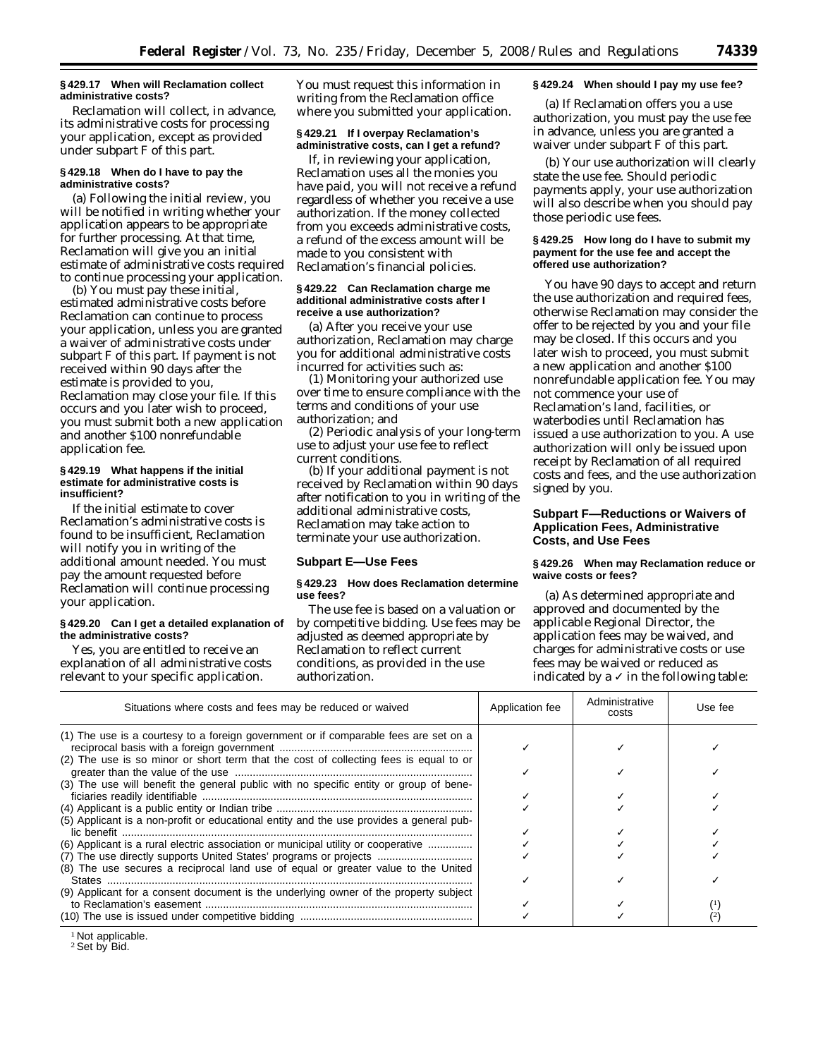**§ 429.17 When will Reclamation collect administrative costs?**

Reclamation will collect, in advance, its administrative costs for processing your application, except as provided under subpart F of this part.

**§ 429.18 When do I have to pay the administrative costs?**

(a) Following the initial review, you will be notified in writing whether your application appears to be appropriate for further processing. At that time, Reclamation will give you an initial estimate of administrative costs required to continue processing your application.

(b) You must pay these initial, estimated administrative costs before Reclamation can continue to process your application, unless you are granted a waiver of administrative costs under subpart F of this part. If payment is not received within 90 days after the estimate is provided to you, Reclamation may close your file. If this occurs and you later wish to proceed, you must submit both a new application and another $100 nonrefundable application fee.

**§ 429.19 What happens if the initial estimate for administrative costs is insufficient?**

If the initial estimate to cover Reclamation's administrative costs is found to be insufficient, Reclamation will notify you in writing of the additional amount needed. You must pay the amount requested before Reclamation will continue processing your application.

**§ 429.20 Can I get a detailed explanation of the administrative costs?**

Yes, you are entitled to receive an explanation of all administrative costs relevant to your specific application. You must request this information in writing from the Reclamation office where you submitted your application.

**§ 429.21 If I overpay Reclamation's administrative costs, can I get a refund?**

If, in reviewing your application, Reclamation uses all the monies you have paid, you will not receive a refund regardless of whether you receive a use authorization. If the money collected from you exceeds administrative costs, a refund of the excess amount will be made to you consistent with Reclamation's financial policies.

**§ 429.22 Can Reclamation charge me additional administrative costs after I receive a use authorization?**

(a) After you receive your use authorization, Reclamation may charge you for additional administrative costs incurred for activities such as:

(1) Monitoring your authorized use over time to ensure compliance with the terms and conditions of your use authorization; and

(2) Periodic analysis of your long-term use to adjust your use fee to reflect current conditions.

(b) If your additional payment is not received by Reclamation within 90 days after notification to you in writing of the additional administrative costs, Reclamation may take action to terminate your use authorization.

## Subpart E—Use Fees

**§ 429.23 How does Reclamation determine use fees?**

The use fee is based on a valuation or by competitive bidding. Use fees may be adjusted as deemed appropriate by Reclamation to reflect current conditions, as provided in the use authorization.

**§ 429.24 When should I pay my use fee?**

(a) If Reclamation offers you a use authorization, you must pay the use fee in advance, unless you are granted a waiver under subpart F of this part.

(b) Your use authorization will clearly state the use fee. Should periodic payments apply, your use authorization will also describe when you should pay those periodic use fees.

**§ 429.25 How long do I have to submit my payment for the use fee and accept the offered use authorization?**

You have 90 days to accept and return the use authorization and required fees, otherwise Reclamation may consider the offer to be rejected by you and your file may be closed. If this occurs and you later wish to proceed, you must submit a new application and another $100 nonrefundable application fee. You may not commence your use of Reclamation's land, facilities, or waterbodies until Reclamation has issued a use authorization to you. A use authorization will only be issued upon receipt by Reclamation of all required costs and fees, and the use authorization signed by you.

## Subpart F—Reductions or Waivers of Application Fees, Administrative Costs, and Use Fees

**§ 429.26 When may Reclamation reduce or waive costs or fees?**

(a) As determined appropriate and approved and documented by the applicable Regional Director, the application fees may be waived, and charges for administrative costs or use fees may be waived or reduced as indicated by a ✓ in the following table:

| Situations where costs and fees may be reduced or waived | Application fee | Administrative costs | Use fee |
|---|---|---|---|
| (1) The use is a courtesy to a foreign government or if comparable fees are set on a reciprocal basis with a foreign government | ✓ | ✓ | ✓ |
| (2) The use is so minor or short term that the cost of collecting fees is equal to or greater than the value of the use | ✓ | ✓ | ✓ |
| (3) The use will benefit the general public with no specific entity or group of beneficiaries readily identifiable | ✓ | ✓ | ✓ |
| (4) Applicant is a public entity or Indian tribe | ✓ | ✓ | ✓ |
| (5) Applicant is a non-profit or educational entity and the use provides a general public benefit | ✓ | ✓ | ✓ |
| (6) Applicant is a rural electric association or municipal utility or cooperative | ✓ | ✓ | ✓ |
| (7) The use directly supports United States' programs or projects | ✓ | ✓ | ✓ |
| (8) The use secures a reciprocal land use of equal or greater value to the United States | ✓ | ✓ | ✓ |
| (9) Applicant for a consent document is the underlying owner of the property subject to Reclamation's easement | ✓ | ✓ | (1) |
| (10) The use is issued under competitive bidding | ✓ | ✓ | (2) |

[1] Not applicable.
[2] Set by Bid.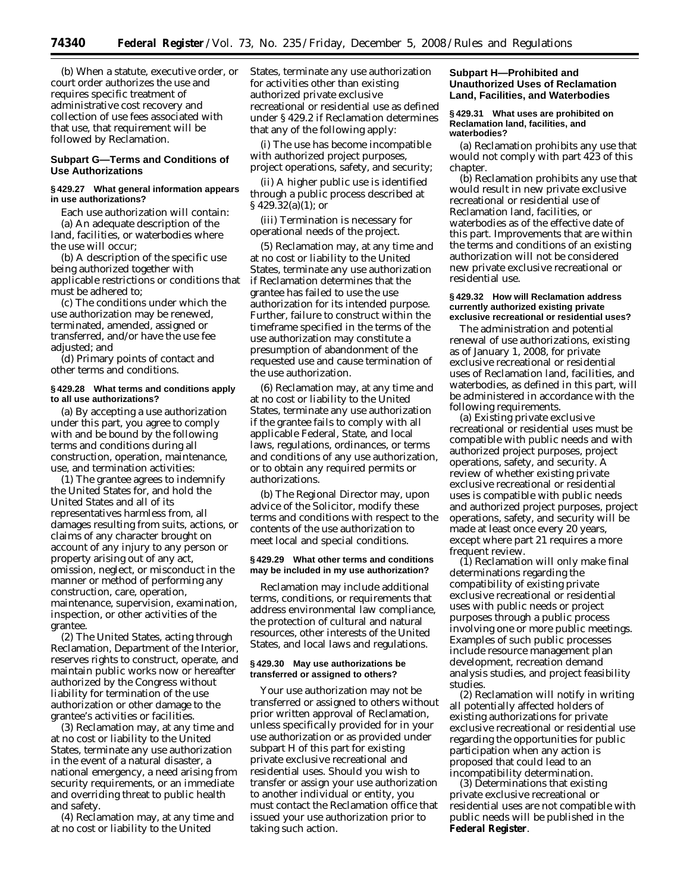(b) When a statute, executive order, or court order authorizes the use and requires specific treatment of administrative cost recovery and collection of use fees associated with that use, that requirement will be followed by Reclamation.

## Subpart G—Terms and Conditions of Use Authorizations

### § 429.27 What general information appears in use authorizations?

Each use authorization will contain:

(a) An adequate description of the land, facilities, or waterbodies where the use will occur;

(b) A description of the specific use being authorized together with applicable restrictions or conditions that must be adhered to;

(c) The conditions under which the use authorization may be renewed, terminated, amended, assigned or transferred, and/or have the use fee adjusted; and

(d) Primary points of contact and other terms and conditions.

### § 429.28 What terms and conditions apply to all use authorizations?

(a) By accepting a use authorization under this part, you agree to comply with and be bound by the following terms and conditions during all construction, operation, maintenance, use, and termination activities:

(1) The grantee agrees to indemnify the United States for, and hold the United States and all of its representatives harmless from, all damages resulting from suits, actions, or claims of any character brought on account of any injury to any person or property arising out of any act, omission, neglect, or misconduct in the manner or method of performing any construction, care, operation, maintenance, supervision, examination, inspection, or other activities of the grantee.

(2) The United States, acting through Reclamation, Department of the Interior, reserves rights to construct, operate, and maintain public works now or hereafter authorized by the Congress without liability for termination of the use authorization or other damage to the grantee's activities or facilities.

(3) Reclamation may, at any time and at no cost or liability to the United States, terminate any use authorization in the event of a natural disaster, a national emergency, a need arising from security requirements, or an immediate and overriding threat to public health and safety.

(4) Reclamation may, at any time and at no cost or liability to the United States, terminate any use authorization for activities other than existing authorized private exclusive recreational or residential use as defined under § 429.2 if Reclamation determines that any of the following apply:

(i) The use has become incompatible with authorized project purposes, project operations, safety, and security;

(ii) A higher public use is identified through a public process described at § 429.32(a)(1); or

(iii) Termination is necessary for operational needs of the project.

(5) Reclamation may, at any time and at no cost or liability to the United States, terminate any use authorization if Reclamation determines that the grantee has failed to use the use authorization for its intended purpose. Further, failure to construct within the timeframe specified in the terms of the use authorization may constitute a presumption of abandonment of the requested use and cause termination of the use authorization.

(6) Reclamation may, at any time and at no cost or liability to the United States, terminate any use authorization if the grantee fails to comply with all applicable Federal, State, and local laws, regulations, ordinances, or terms and conditions of any use authorization, or to obtain any required permits or authorizations.

(b) The Regional Director may, upon advice of the Solicitor, modify these terms and conditions with respect to the contents of the use authorization to meet local and special conditions.

### § 429.29 What other terms and conditions may be included in my use authorization?

Reclamation may include additional terms, conditions, or requirements that address environmental law compliance, the protection of cultural and natural resources, other interests of the United States, and local laws and regulations.

### § 429.30 May use authorizations be transferred or assigned to others?

Your use authorization may not be transferred or assigned to others without prior written approval of Reclamation, unless specifically provided for in your use authorization or as provided under subpart H of this part for existing private exclusive recreational and residential uses. Should you wish to transfer or assign your use authorization to another individual or entity, you must contact the Reclamation office that issued your use authorization prior to taking such action.

## Subpart H—Prohibited and Unauthorized Uses of Reclamation Land, Facilities, and Waterbodies

### § 429.31 What uses are prohibited on Reclamation land, facilities, and waterbodies?

(a) Reclamation prohibits any use that would not comply with part 423 of this chapter.

(b) Reclamation prohibits any use that would result in new private exclusive recreational or residential use of Reclamation land, facilities, or waterbodies as of the effective date of this part. Improvements that are within the terms and conditions of an existing authorization will not be considered new private exclusive recreational or residential use.

### § 429.32 How will Reclamation address currently authorized existing private exclusive recreational or residential uses?

The administration and potential renewal of use authorizations, existing as of January 1, 2008, for private exclusive recreational or residential uses of Reclamation land, facilities, and waterbodies, as defined in this part, will be administered in accordance with the following requirements.

(a) Existing private exclusive recreational or residential uses must be compatible with public needs and with authorized project purposes, project operations, safety, and security. A review of whether existing private exclusive recreational or residential uses is compatible with public needs and authorized project purposes, project operations, safety, and security will be made at least once every 20 years, except where part 21 requires a more frequent review.

(1) Reclamation will only make final determinations regarding the compatibility of existing private exclusive recreational or residential uses with public needs or project purposes through a public process involving one or more public meetings. Examples of such public processes include resource management plan development, recreation demand analysis studies, and project feasibility studies.

(2) Reclamation will notify in writing all potentially affected holders of existing authorizations for private exclusive recreational or residential use regarding the opportunities for public participation when any action is proposed that could lead to an incompatibility determination.

(3) Determinations that existing private exclusive recreational or residential uses are not compatible with public needs will be published in the **Federal Register**.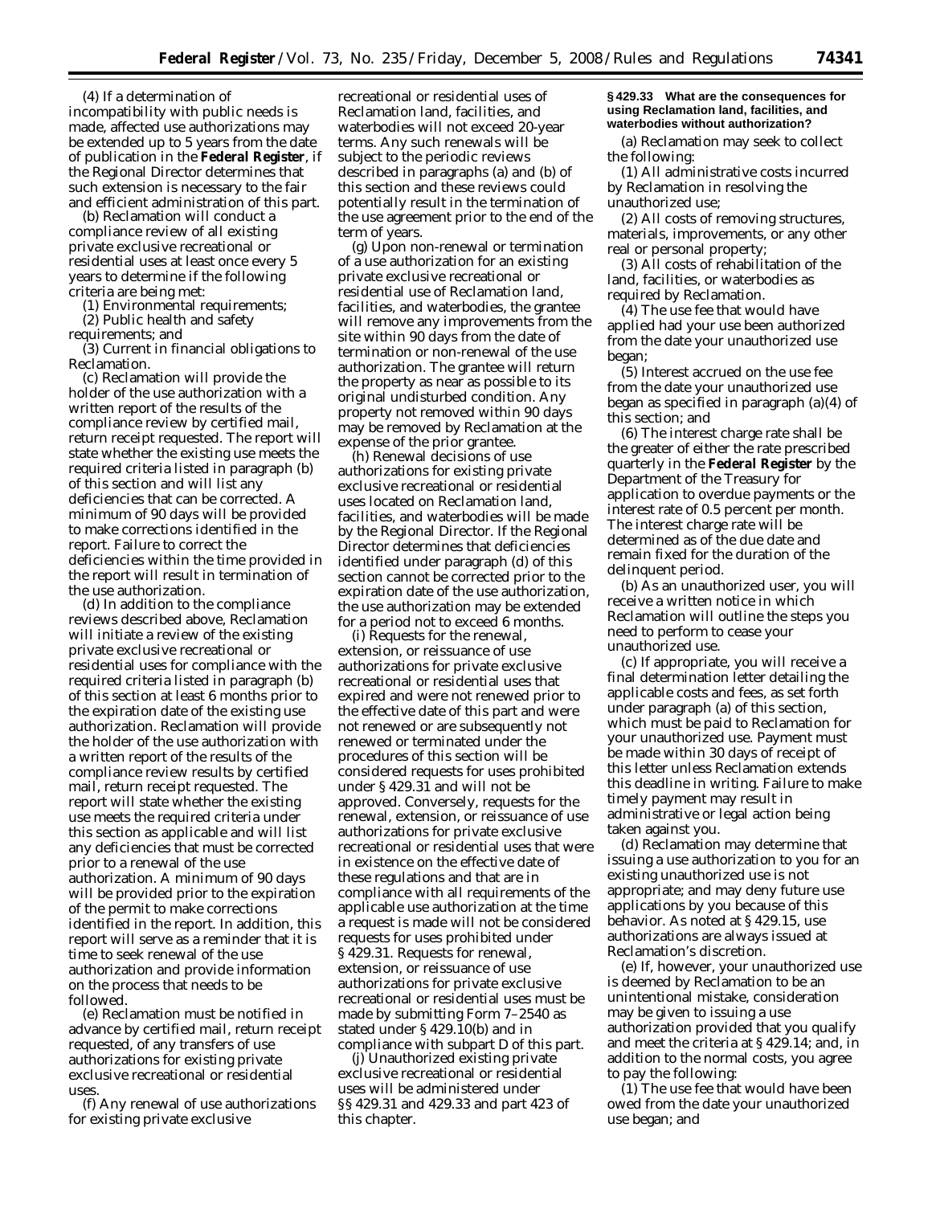(4) If a determination of incompatibility with public needs is made, affected use authorizations may be extended up to 5 years from the date of publication in the **Federal Register**, if the Regional Director determines that such extension is necessary to the fair and efficient administration of this part.

(b) Reclamation will conduct a compliance review of all existing private exclusive recreational or residential uses at least once every 5 years to determine if the following criteria are being met:

(1) Environmental requirements;

(2) Public health and safety requirements; and

(3) Current in financial obligations to Reclamation.

(c) Reclamation will provide the holder of the use authorization with a written report of the results of the compliance review by certified mail, return receipt requested. The report will state whether the existing use meets the required criteria listed in paragraph (b) of this section and will list any deficiencies that can be corrected. A minimum of 90 days will be provided to make corrections identified in the report. Failure to correct the deficiencies within the time provided in the report will result in termination of the use authorization.

(d) In addition to the compliance reviews described above, Reclamation will initiate a review of the existing private exclusive recreational or residential uses for compliance with the required criteria listed in paragraph (b) of this section at least 6 months prior to the expiration date of the existing use authorization. Reclamation will provide the holder of the use authorization with a written report of the results of the compliance review results by certified mail, return receipt requested. The report will state whether the existing use meets the required criteria under this section as applicable and will list any deficiencies that must be corrected prior to a renewal of the use authorization. A minimum of 90 days will be provided prior to the expiration of the permit to make corrections identified in the report. In addition, this report will serve as a reminder that it is time to seek renewal of the use authorization and provide information on the process that needs to be followed.

(e) Reclamation must be notified in advance by certified mail, return receipt requested, of any transfers of use authorizations for existing private exclusive recreational or residential uses.

(f) Any renewal of use authorizations for existing private exclusive recreational or residential uses of Reclamation land, facilities, and waterbodies will not exceed 20-year terms. Any such renewals will be subject to the periodic reviews described in paragraphs (a) and (b) of this section and these reviews could potentially result in the termination of the use agreement prior to the end of the term of years.

(g) Upon non-renewal or termination of a use authorization for an existing private exclusive recreational or residential use of Reclamation land, facilities, and waterbodies, the grantee will remove any improvements from the site within 90 days from the date of termination or non-renewal of the use authorization. The grantee will return the property as near as possible to its original undisturbed condition. Any property not removed within 90 days may be removed by Reclamation at the expense of the prior grantee.

(h) Renewal decisions of use authorizations for existing private exclusive recreational or residential uses located on Reclamation land, facilities, and waterbodies will be made by the Regional Director. If the Regional Director determines that deficiencies identified under paragraph (d) of this section cannot be corrected prior to the expiration date of the use authorization, the use authorization may be extended for a period not to exceed 6 months.

(i) Requests for the renewal, extension, or reissuance of use authorizations for private exclusive recreational or residential uses that expired and were not renewed prior to the effective date of this part and were not renewed or are subsequently not renewed or terminated under the procedures of this section will be considered requests for uses prohibited under § 429.31 and will not be approved. Conversely, requests for the renewal, extension, or reissuance of use authorizations for private exclusive recreational or residential uses that were in existence on the effective date of these regulations and that are in compliance with all requirements of the applicable use authorization at the time a request is made will not be considered requests for uses prohibited under § 429.31. Requests for renewal, extension, or reissuance of use authorizations for private exclusive recreational or residential uses must be made by submitting Form 7–2540 as stated under § 429.10(b) and in compliance with subpart D of this part.

(j) Unauthorized existing private exclusive recreational or residential uses will be administered under §§ 429.31 and 429.33 and part 423 of this chapter.

**§ 429.33 What are the consequences for using Reclamation land, facilities, and waterbodies without authorization?**

(a) Reclamation may seek to collect the following:

(1) All administrative costs incurred by Reclamation in resolving the unauthorized use;

(2) All costs of removing structures, materials, improvements, or any other real or personal property;

(3) All costs of rehabilitation of the land, facilities, or waterbodies as required by Reclamation.

(4) The use fee that would have applied had your use been authorized from the date your unauthorized use began;

(5) Interest accrued on the use fee from the date your unauthorized use began as specified in paragraph (a)(4) of this section; and

(6) The interest charge rate shall be the greater of either the rate prescribed quarterly in the **Federal Register** by the Department of the Treasury for application to overdue payments or the interest rate of 0.5 percent per month. The interest charge rate will be determined as of the due date and remain fixed for the duration of the delinquent period.

(b) As an unauthorized user, you will receive a written notice in which Reclamation will outline the steps you need to perform to cease your unauthorized use.

(c) If appropriate, you will receive a final determination letter detailing the applicable costs and fees, as set forth under paragraph (a) of this section, which must be paid to Reclamation for your unauthorized use. Payment must be made within 30 days of receipt of this letter unless Reclamation extends this deadline in writing. Failure to make timely payment may result in administrative or legal action being taken against you.

(d) Reclamation may determine that issuing a use authorization to you for an existing unauthorized use is not appropriate; and may deny future use applications by you because of this behavior. As noted at § 429.15, use authorizations are always issued at Reclamation's discretion.

(e) If, however, your unauthorized use is deemed by Reclamation to be an unintentional mistake, consideration may be given to issuing a use authorization provided that you qualify and meet the criteria at § 429.14; and, in addition to the normal costs, you agree to pay the following:

(1) The use fee that would have been owed from the date your unauthorized use began; and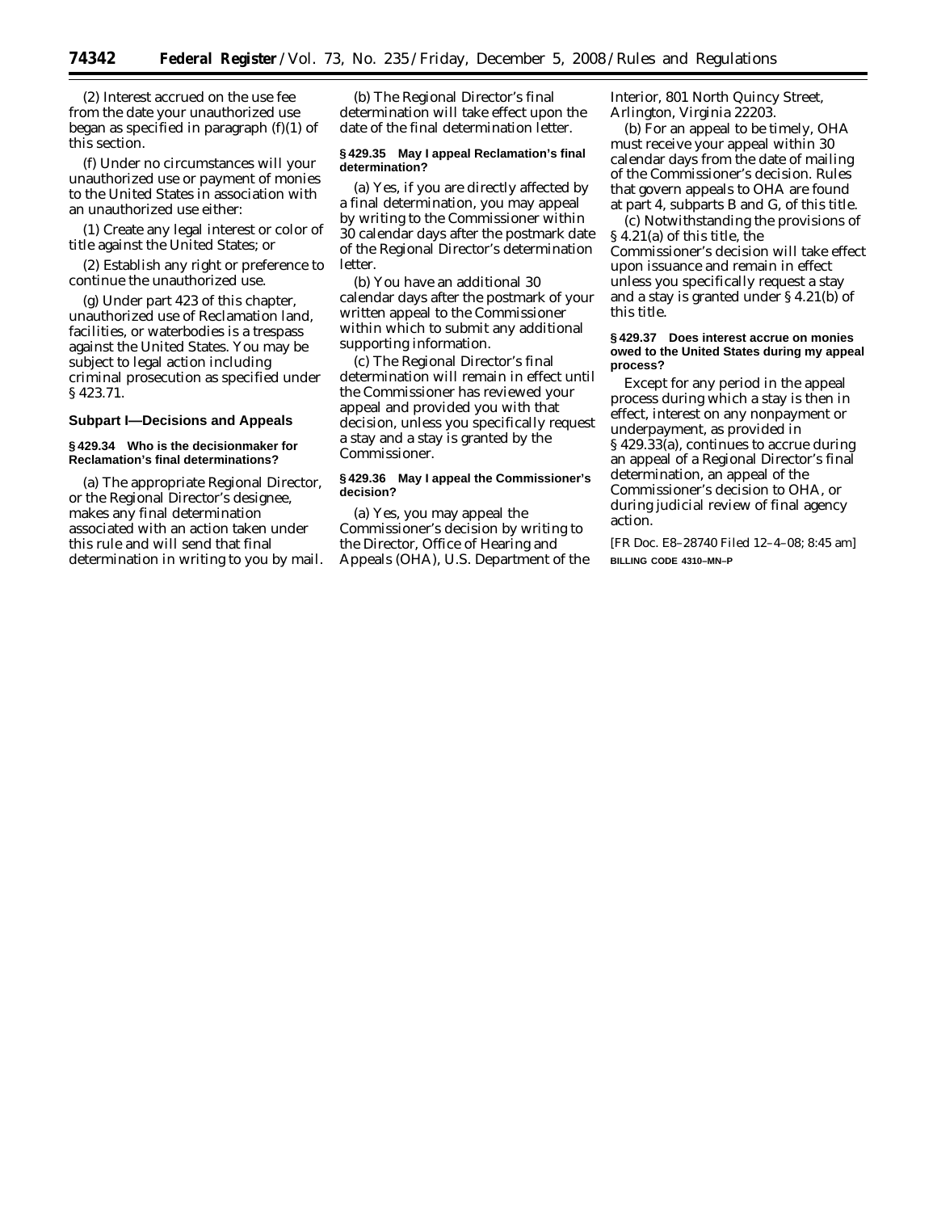(2) Interest accrued on the use fee from the date your unauthorized use began as specified in paragraph (f)(1) of this section.

(f) Under no circumstances will your unauthorized use or payment of monies to the United States in association with an unauthorized use either:

(1) Create any legal interest or color of title against the United States; or

(2) Establish any right or preference to continue the unauthorized use.

(g) Under part 423 of this chapter, unauthorized use of Reclamation land, facilities, or waterbodies is a trespass against the United States. You may be subject to legal action including criminal prosecution as specified under § 423.71.

## Subpart I—Decisions and Appeals

### § 429.34 Who is the decisionmaker for Reclamation's final determinations?

(a) The appropriate Regional Director, or the Regional Director's designee, makes any final determination associated with an action taken under this rule and will send that final determination in writing to you by mail.

(b) The Regional Director's final determination will take effect upon the date of the final determination letter.

### § 429.35 May I appeal Reclamation's final determination?

(a) Yes, if you are directly affected by a final determination, you may appeal by writing to the Commissioner within 30 calendar days after the postmark date of the Regional Director's determination letter.

(b) You have an additional 30 calendar days after the postmark of your written appeal to the Commissioner within which to submit any additional supporting information.

(c) The Regional Director's final determination will remain in effect until the Commissioner has reviewed your appeal and provided you with that decision, unless you specifically request a stay and a stay is granted by the Commissioner.

### § 429.36 May I appeal the Commissioner's decision?

(a) Yes, you may appeal the Commissioner's decision by writing to the Director, Office of Hearing and Appeals (OHA), U.S. Department of the Interior, 801 North Quincy Street, Arlington, Virginia 22203.

(b) For an appeal to be timely, OHA must receive your appeal within 30 calendar days from the date of mailing of the Commissioner's decision. Rules that govern appeals to OHA are found at part 4, subparts B and G, of this title.

(c) Notwithstanding the provisions of § 4.21(a) of this title, the Commissioner's decision will take effect upon issuance and remain in effect unless you specifically request a stay and a stay is granted under § 4.21(b) of this title.

### § 429.37 Does interest accrue on monies owed to the United States during my appeal process?

Except for any period in the appeal process during which a stay is then in effect, interest on any nonpayment or underpayment, as provided in § 429.33(a), continues to accrue during an appeal of a Regional Director's final determination, an appeal of the Commissioner's decision to OHA, or during judicial review of final agency action.

[FR Doc. E8–28740 Filed 12–4–08; 8:45 am]

**BILLING CODE 4310–MN–P**